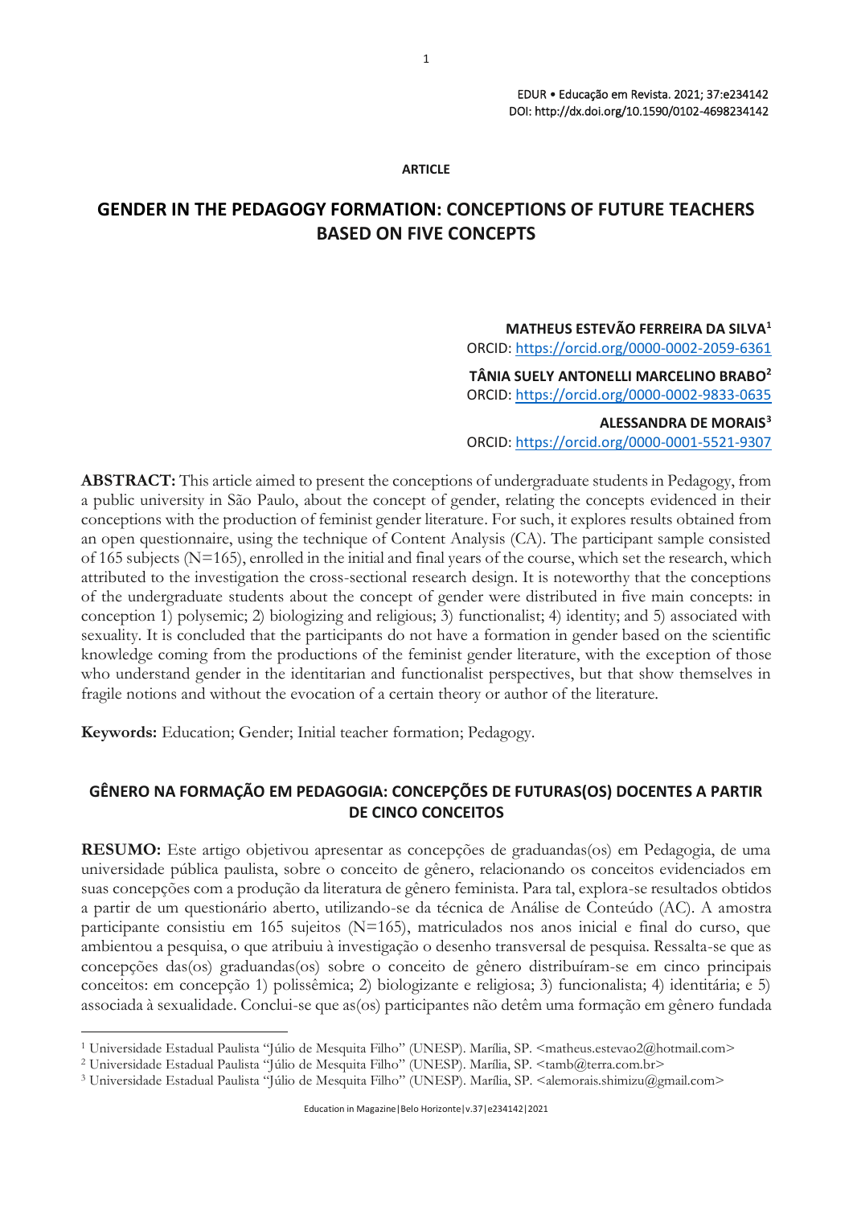ARTICLE

# GENDER IN THE PEDAGOGY FORMATION: CONCEPTIONS OF FUTURE TEACHERS BASED ON FIVE CONCEPTS

**MATHEUS ESTEVÃO FERREIRA DA SILVA**[1]
ORCID: https://orcid.org/0000-0002-2059-6361

**TÂNIA SUELY ANTONELLI MARCELINO BRABO**[2]
ORCID: https://orcid.org/0000-0002-9833-0635

**ALESSANDRA DE MORAIS**[3]
ORCID: https://orcid.org/0000-0001-5521-9307

**ABSTRACT:** This article aimed to present the conceptions of undergraduate students in Pedagogy, from a public university in São Paulo, about the concept of gender, relating the concepts evidenced in their conceptions with the production of feminist gender literature. For such, it explores results obtained from an open questionnaire, using the technique of Content Analysis (CA). The participant sample consisted of 165 subjects (N=165), enrolled in the initial and final years of the course, which set the research, which attributed to the investigation the cross-sectional research design. It is noteworthy that the conceptions of the undergraduate students about the concept of gender were distributed in five main concepts: in conception 1) polysemic; 2) biologizing and religious; 3) functionalist; 4) identity; and 5) associated with sexuality. It is concluded that the participants do not have a formation in gender based on the scientific knowledge coming from the productions of the feminist gender literature, with the exception of those who understand gender in the identitarian and functionalist perspectives, but that show themselves in fragile notions and without the evocation of a certain theory or author of the literature.

**Keywords:** Education; Gender; Initial teacher formation; Pedagogy.

## GÊNERO NA FORMAÇÃO EM PEDAGOGIA: CONCEPÇÕES DE FUTURAS(OS) DOCENTES A PARTIR DE CINCO CONCEITOS

**RESUMO:** Este artigo objetivou apresentar as concepções de graduandas(os) em Pedagogia, de uma universidade pública paulista, sobre o conceito de gênero, relacionando os conceitos evidenciados em suas concepções com a produção da literatura de gênero feminista. Para tal, explora-se resultados obtidos a partir de um questionário aberto, utilizando-se da técnica de Análise de Conteúdo (AC). A amostra participante consistiu em 165 sujeitos (N=165), matriculados nos anos inicial e final do curso, que ambientou a pesquisa, o que atribuiu à investigação o desenho transversal de pesquisa. Ressalta-se que as concepções das(os) graduandas(os) sobre o conceito de gênero distribuíram-se em cinco principais conceitos: em concepção 1) polissêmica; 2) biologizante e religiosa; 3) funcionalista; 4) identitária; e 5) associada à sexualidade. Conclui-se que as(os) participantes não detêm uma formação em gênero fundada

---

[1] Universidade Estadual Paulista "Júlio de Mesquita Filho" (UNESP). Marília, SP. <matheus.estevao2@hotmail.com>

[2] Universidade Estadual Paulista "Júlio de Mesquita Filho" (UNESP). Marília, SP. <tamb@terra.com.br>

[3] Universidade Estadual Paulista "Júlio de Mesquita Filho" (UNESP). Marília, SP. <alemorais.shimizu@gmail.com>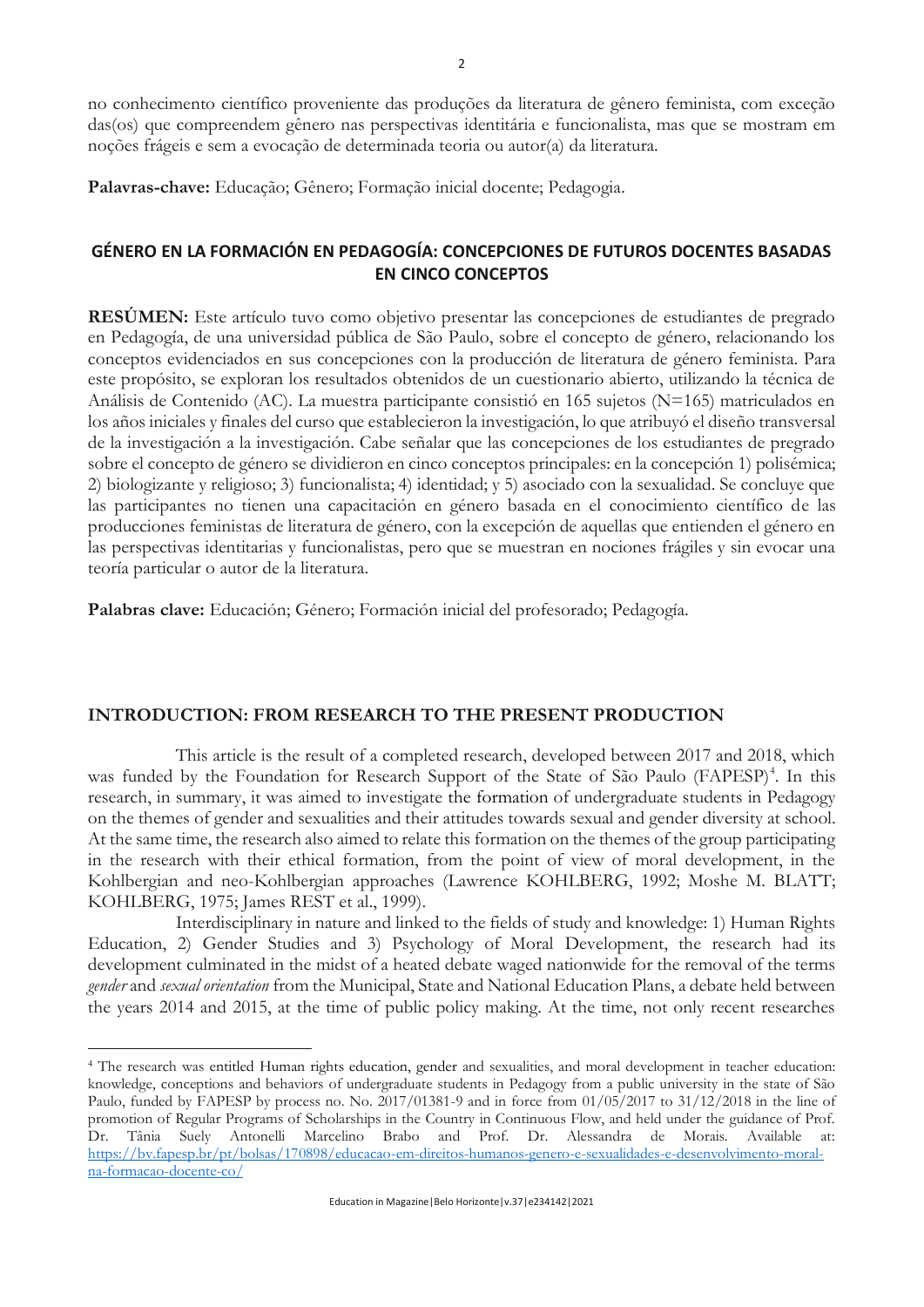no conhecimento científico proveniente das produções da literatura de gênero feminista, com exceção das(os) que compreendem gênero nas perspectivas identitária e funcionalista, mas que se mostram em noções frágeis e sem a evocação de determinada teoria ou autor(a) da literatura.

**Palavras-chave:** Educação; Gênero; Formação inicial docente; Pedagogia.

## GÉNERO EN LA FORMACIÓN EN PEDAGOGÍA: CONCEPCIONES DE FUTUROS DOCENTES BASADAS EN CINCO CONCEPTOS

**RESÚMEN:** Este artículo tuvo como objetivo presentar las concepciones de estudiantes de pregrado en Pedagogía, de una universidad pública de São Paulo, sobre el concepto de género, relacionando los conceptos evidenciados en sus concepciones con la producción de literatura de género feminista. Para este propósito, se exploran los resultados obtenidos de un cuestionario abierto, utilizando la técnica de Análisis de Contenido (AC). La muestra participante consistió en 165 sujetos (N=165) matriculados en los años iniciales y finales del curso que establecieron la investigación, lo que atribuyó el diseño transversal de la investigación a la investigación. Cabe señalar que las concepciones de los estudiantes de pregrado sobre el concepto de género se dividieron en cinco conceptos principales: en la concepción 1) polisémica; 2) biologizante y religioso; 3) funcionalista; 4) identidad; y 5) asociado con la sexualidad. Se concluye que las participantes no tienen una capacitación en género basada en el conocimiento científico de las producciones feministas de literatura de género, con la excepción de aquellas que entienden el género en las perspectivas identitarias y funcionalistas, pero que se muestran en nociones frágiles y sin evocar una teoría particular o autor de la literatura.

**Palabras clave:** Educación; Género; Formación inicial del profesorado; Pedagogía.

## INTRODUCTION: FROM RESEARCH TO THE PRESENT PRODUCTION

This article is the result of a completed research, developed between 2017 and 2018, which was funded by the Foundation for Research Support of the State of São Paulo (FAPESP)[4]. In this research, in summary, it was aimed to investigate the formation of undergraduate students in Pedagogy on the themes of gender and sexualities and their attitudes towards sexual and gender diversity at school. At the same time, the research also aimed to relate this formation on the themes of the group participating in the research with their ethical formation, from the point of view of moral development, in the Kohlbergian and neo-Kohlbergian approaches (Lawrence KOHLBERG, 1992; Moshe M. BLATT; KOHLBERG, 1975; James REST et al., 1999).

Interdisciplinary in nature and linked to the fields of study and knowledge: 1) Human Rights Education, 2) Gender Studies and 3) Psychology of Moral Development, the research had its development culminated in the midst of a heated debate waged nationwide for the removal of the terms *gender* and *sexual orientation* from the Municipal, State and National Education Plans, a debate held between the years 2014 and 2015, at the time of public policy making. At the time, not only recent researches

[4] The research was entitled Human rights education, gender and sexualities, and moral development in teacher education: knowledge, conceptions and behaviors of undergraduate students in Pedagogy from a public university in the state of São Paulo, funded by FAPESP by process no. No. 2017/01381-9 and in force from 01/05/2017 to 31/12/2018 in the line of promotion of Regular Programs of Scholarships in the Country in Continuous Flow, and held under the guidance of Prof. Dr. Tânia Suely Antonelli Marcelino Brabo and Prof. Dr. Alessandra de Morais. Available at: https://bv.fapesp.br/pt/bolsas/170898/educacao-em-direitos-humanos-genero-e-sexualidades-e-desenvolvimento-moral-na-formacao-docente-co/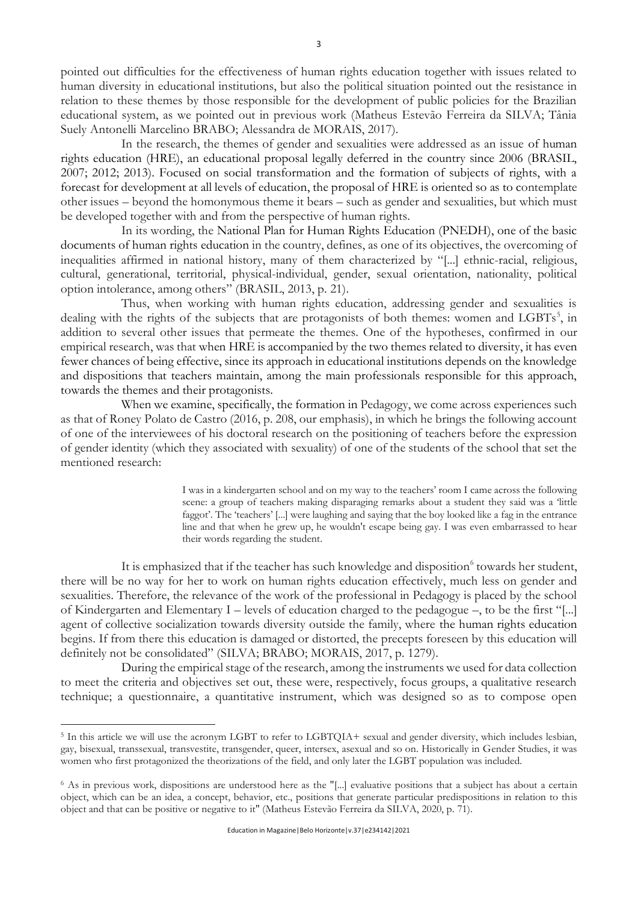pointed out difficulties for the effectiveness of human rights education together with issues related to human diversity in educational institutions, but also the political situation pointed out the resistance in relation to these themes by those responsible for the development of public policies for the Brazilian educational system, as we pointed out in previous work (Matheus Estevão Ferreira da SILVA; Tânia Suely Antonelli Marcelino BRABO; Alessandra de MORAIS, 2017).

In the research, the themes of gender and sexualities were addressed as an issue of human rights education (HRE), an educational proposal legally deferred in the country since 2006 (BRASIL, 2007; 2012; 2013). Focused on social transformation and the formation of subjects of rights, with a forecast for development at all levels of education, the proposal of HRE is oriented so as to contemplate other issues – beyond the homonymous theme it bears – such as gender and sexualities, but which must be developed together with and from the perspective of human rights.

In its wording, the National Plan for Human Rights Education (PNEDH), one of the basic documents of human rights education in the country, defines, as one of its objectives, the overcoming of inequalities affirmed in national history, many of them characterized by "[...] ethnic-racial, religious, cultural, generational, territorial, physical-individual, gender, sexual orientation, nationality, political option intolerance, among others" (BRASIL, 2013, p. 21).

Thus, when working with human rights education, addressing gender and sexualities is dealing with the rights of the subjects that are protagonists of both themes: women and LGBTs[5], in addition to several other issues that permeate the themes. One of the hypotheses, confirmed in our empirical research, was that when HRE is accompanied by the two themes related to diversity, it has even fewer chances of being effective, since its approach in educational institutions depends on the knowledge and dispositions that teachers maintain, among the main professionals responsible for this approach, towards the themes and their protagonists.

When we examine, specifically, the formation in Pedagogy, we come across experiences such as that of Roney Polato de Castro (2016, p. 208, our emphasis), in which he brings the following account of one of the interviewees of his doctoral research on the positioning of teachers before the expression of gender identity (which they associated with sexuality) of one of the students of the school that set the mentioned research:

> I was in a kindergarten school and on my way to the teachers' room I came across the following scene: a group of teachers making disparaging remarks about a student they said was a 'little faggot'. The 'teachers' [...] were laughing and saying that the boy looked like a fag in the entrance line and that when he grew up, he wouldn't escape being gay. I was even embarrassed to hear their words regarding the student.

It is emphasized that if the teacher has such knowledge and disposition[6] towards her student, there will be no way for her to work on human rights education effectively, much less on gender and sexualities. Therefore, the relevance of the work of the professional in Pedagogy is placed by the school of Kindergarten and Elementary I – levels of education charged to the pedagogue –, to be the first "[...] agent of collective socialization towards diversity outside the family, where the human rights education begins. If from there this education is damaged or distorted, the precepts foreseen by this education will definitely not be consolidated" (SILVA; BRABO; MORAIS, 2017, p. 1279).

During the empirical stage of the research, among the instruments we used for data collection to meet the criteria and objectives set out, these were, respectively, focus groups, a qualitative research technique; a questionnaire, a quantitative instrument, which was designed so as to compose open

---

[5] In this article we will use the acronym LGBT to refer to LGBTQIA+ sexual and gender diversity, which includes lesbian, gay, bisexual, transsexual, transvestite, transgender, queer, intersex, asexual and so on. Historically in Gender Studies, it was women who first protagonized the theorizations of the field, and only later the LGBT population was included.

[6] As in previous work, dispositions are understood here as the "[...] evaluative positions that a subject has about a certain object, which can be an idea, a concept, behavior, etc., positions that generate particular predispositions in relation to this object and that can be positive or negative to it" (Matheus Estevão Ferreira da SILVA, 2020, p. 71).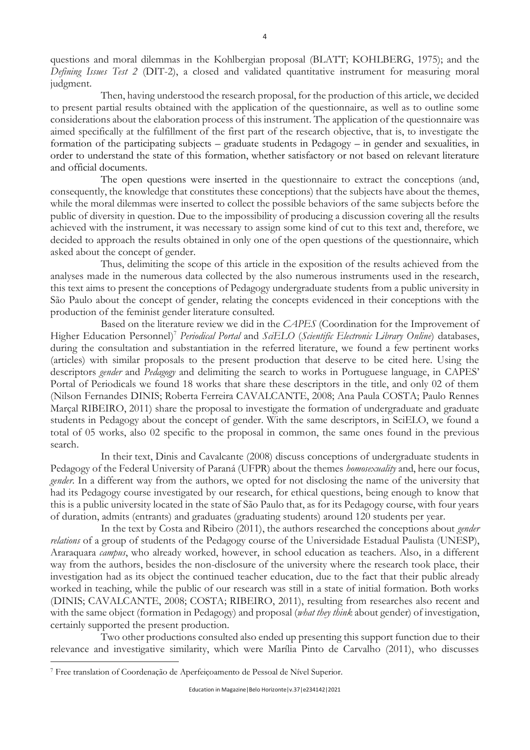questions and moral dilemmas in the Kohlbergian proposal (BLATT; KOHLBERG, 1975); and the *Defining Issues Test 2* (DIT-2), a closed and validated quantitative instrument for measuring moral judgment.

Then, having understood the research proposal, for the production of this article, we decided to present partial results obtained with the application of the questionnaire, as well as to outline some considerations about the elaboration process of this instrument. The application of the questionnaire was aimed specifically at the fulfillment of the first part of the research objective, that is, to investigate the formation of the participating subjects – graduate students in Pedagogy – in gender and sexualities, in order to understand the state of this formation, whether satisfactory or not based on relevant literature and official documents.

The open questions were inserted in the questionnaire to extract the conceptions (and, consequently, the knowledge that constitutes these conceptions) that the subjects have about the themes, while the moral dilemmas were inserted to collect the possible behaviors of the same subjects before the public of diversity in question. Due to the impossibility of producing a discussion covering all the results achieved with the instrument, it was necessary to assign some kind of cut to this text and, therefore, we decided to approach the results obtained in only one of the open questions of the questionnaire, which asked about the concept of gender.

Thus, delimiting the scope of this article in the exposition of the results achieved from the analyses made in the numerous data collected by the also numerous instruments used in the research, this text aims to present the conceptions of Pedagogy undergraduate students from a public university in São Paulo about the concept of gender, relating the concepts evidenced in their conceptions with the production of the feminist gender literature consulted.

Based on the literature review we did in the *CAPES* (Coordination for the Improvement of Higher Education Personnel)[7] *Periodical Portal* and *SciELO* (*Scientific Electronic Library Online*) databases, during the consultation and substantiation in the referred literature, we found a few pertinent works (articles) with similar proposals to the present production that deserve to be cited here. Using the descriptors *gender* and *Pedagogy* and delimiting the search to works in Portuguese language, in CAPES' Portal of Periodicals we found 18 works that share these descriptors in the title, and only 02 of them (Nilson Fernandes DINIS; Roberta Ferreira CAVALCANTE, 2008; Ana Paula COSTA; Paulo Rennes Marçal RIBEIRO, 2011) share the proposal to investigate the formation of undergraduate and graduate students in Pedagogy about the concept of gender. With the same descriptors, in SciELO, we found a total of 05 works, also 02 specific to the proposal in common, the same ones found in the previous search.

In their text, Dinis and Cavalcante (2008) discuss conceptions of undergraduate students in Pedagogy of the Federal University of Paraná (UFPR) about the themes *homosexuality* and, here our focus, *gender*. In a different way from the authors, we opted for not disclosing the name of the university that had its Pedagogy course investigated by our research, for ethical questions, being enough to know that this is a public university located in the state of São Paulo that, as for its Pedagogy course, with four years of duration, admits (entrants) and graduates (graduating students) around 120 students per year.

In the text by Costa and Ribeiro (2011), the authors researched the conceptions about *gender relations* of a group of students of the Pedagogy course of the Universidade Estadual Paulista (UNESP), Araraquara *campus*, who already worked, however, in school education as teachers. Also, in a different way from the authors, besides the non-disclosure of the university where the research took place, their investigation had as its object the continued teacher education, due to the fact that their public already worked in teaching, while the public of our research was still in a state of initial formation. Both works (DINIS; CAVALCANTE, 2008; COSTA; RIBEIRO, 2011), resulting from researches also recent and with the same object (formation in Pedagogy) and proposal (*what they think* about gender) of investigation, certainly supported the present production.

Two other productions consulted also ended up presenting this support function due to their relevance and investigative similarity, which were Marília Pinto de Carvalho (2011), who discusses

[7] Free translation of Coordenação de Aperfeiçoamento de Pessoal de Nível Superior.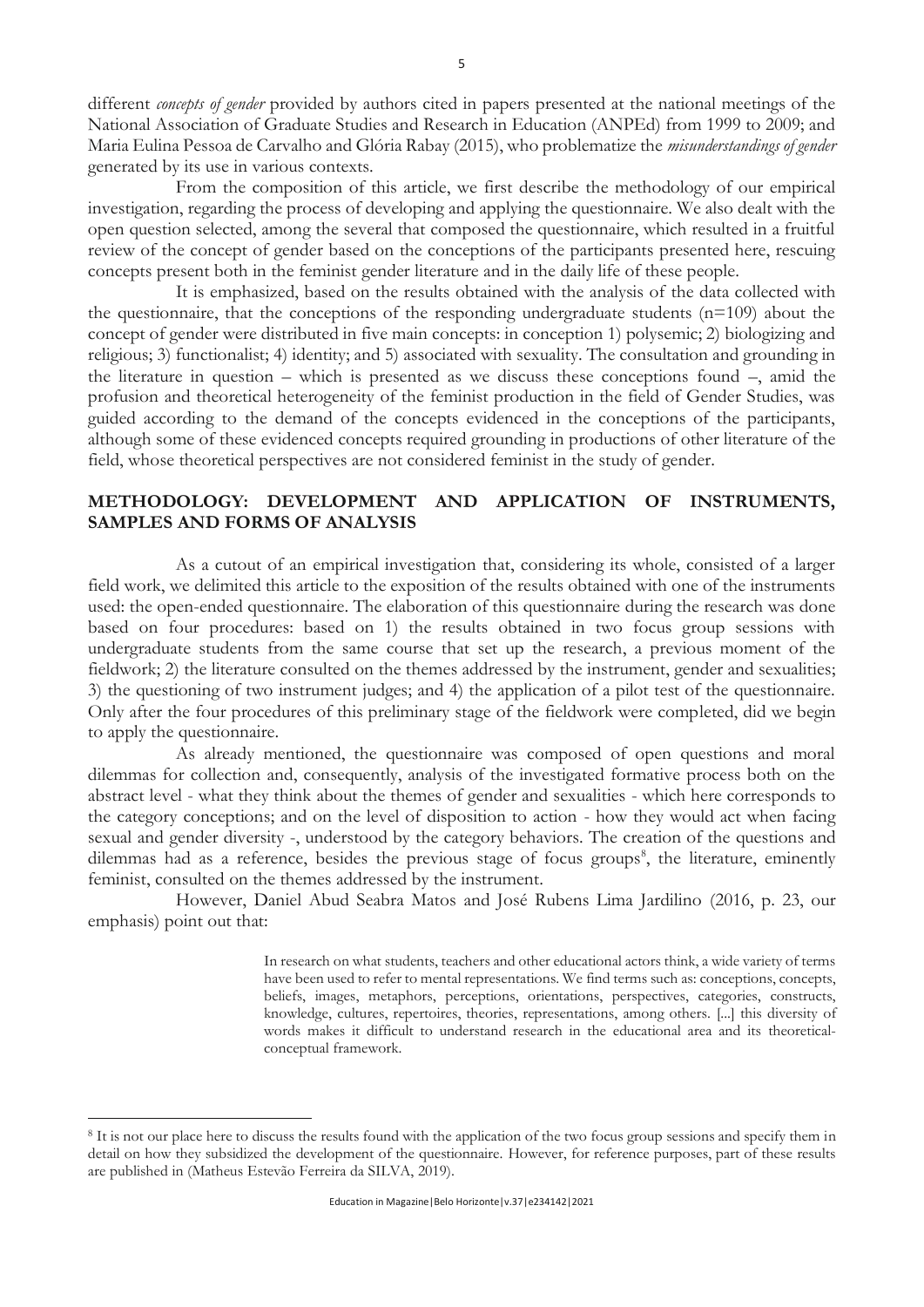different *concepts of gender* provided by authors cited in papers presented at the national meetings of the National Association of Graduate Studies and Research in Education (ANPEd) from 1999 to 2009; and Maria Eulina Pessoa de Carvalho and Glória Rabay (2015), who problematize the *misunderstandings of gender* generated by its use in various contexts.

From the composition of this article, we first describe the methodology of our empirical investigation, regarding the process of developing and applying the questionnaire. We also dealt with the open question selected, among the several that composed the questionnaire, which resulted in a fruitful review of the concept of gender based on the conceptions of the participants presented here, rescuing concepts present both in the feminist gender literature and in the daily life of these people.

It is emphasized, based on the results obtained with the analysis of the data collected with the questionnaire, that the conceptions of the responding undergraduate students (n=109) about the concept of gender were distributed in five main concepts: in conception 1) polysemic; 2) biologizing and religious; 3) functionalist; 4) identity; and 5) associated with sexuality. The consultation and grounding in the literature in question – which is presented as we discuss these conceptions found –, amid the profusion and theoretical heterogeneity of the feminist production in the field of Gender Studies, was guided according to the demand of the concepts evidenced in the conceptions of the participants, although some of these evidenced concepts required grounding in productions of other literature of the field, whose theoretical perspectives are not considered feminist in the study of gender.

## METHODOLOGY: DEVELOPMENT AND APPLICATION OF INSTRUMENTS, SAMPLES AND FORMS OF ANALYSIS

As a cutout of an empirical investigation that, considering its whole, consisted of a larger field work, we delimited this article to the exposition of the results obtained with one of the instruments used: the open-ended questionnaire. The elaboration of this questionnaire during the research was done based on four procedures: based on 1) the results obtained in two focus group sessions with undergraduate students from the same course that set up the research, a previous moment of the fieldwork; 2) the literature consulted on the themes addressed by the instrument, gender and sexualities; 3) the questioning of two instrument judges; and 4) the application of a pilot test of the questionnaire. Only after the four procedures of this preliminary stage of the fieldwork were completed, did we begin to apply the questionnaire.

As already mentioned, the questionnaire was composed of open questions and moral dilemmas for collection and, consequently, analysis of the investigated formative process both on the abstract level - what they think about the themes of gender and sexualities - which here corresponds to the category conceptions; and on the level of disposition to action - how they would act when facing sexual and gender diversity -, understood by the category behaviors. The creation of the questions and dilemmas had as a reference, besides the previous stage of focus groups[8], the literature, eminently feminist, consulted on the themes addressed by the instrument.

However, Daniel Abud Seabra Matos and José Rubens Lima Jardilino (2016, p. 23, our emphasis) point out that:

> In research on what students, teachers and other educational actors think, a wide variety of terms have been used to refer to mental representations. We find terms such as: conceptions, concepts, beliefs, images, metaphors, perceptions, orientations, perspectives, categories, constructs, knowledge, cultures, repertoires, theories, representations, among others. [...] this diversity of words makes it difficult to understand research in the educational area and its theoretical-conceptual framework.

---

[8] It is not our place here to discuss the results found with the application of the two focus group sessions and specify them in detail on how they subsidized the development of the questionnaire. However, for reference purposes, part of these results are published in (Matheus Estevão Ferreira da SILVA, 2019).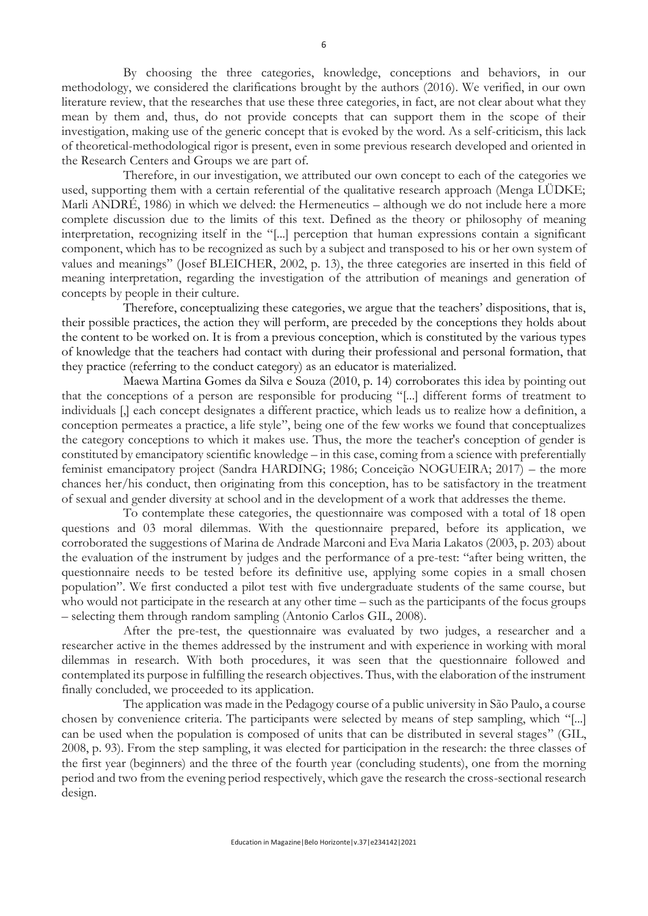By choosing the three categories, knowledge, conceptions and behaviors, in our methodology, we considered the clarifications brought by the authors (2016). We verified, in our own literature review, that the researches that use these three categories, in fact, are not clear about what they mean by them and, thus, do not provide concepts that can support them in the scope of their investigation, making use of the generic concept that is evoked by the word. As a self-criticism, this lack of theoretical-methodological rigor is present, even in some previous research developed and oriented in the Research Centers and Groups we are part of.

Therefore, in our investigation, we attributed our own concept to each of the categories we used, supporting them with a certain referential of the qualitative research approach (Menga LÜDKE; Marli ANDRÉ, 1986) in which we delved: the Hermeneutics – although we do not include here a more complete discussion due to the limits of this text. Defined as the theory or philosophy of meaning interpretation, recognizing itself in the "[...] perception that human expressions contain a significant component, which has to be recognized as such by a subject and transposed to his or her own system of values and meanings" (Josef BLEICHER, 2002, p. 13), the three categories are inserted in this field of meaning interpretation, regarding the investigation of the attribution of meanings and generation of concepts by people in their culture.

Therefore, conceptualizing these categories, we argue that the teachers' dispositions, that is, their possible practices, the action they will perform, are preceded by the conceptions they holds about the content to be worked on. It is from a previous conception, which is constituted by the various types of knowledge that the teachers had contact with during their professional and personal formation, that they practice (referring to the conduct category) as an educator is materialized.

Maewa Martina Gomes da Silva e Souza (2010, p. 14) corroborates this idea by pointing out that the conceptions of a person are responsible for producing "[...] different forms of treatment to individuals [,] each concept designates a different practice, which leads us to realize how a definition, a conception permeates a practice, a life style", being one of the few works we found that conceptualizes the category conceptions to which it makes use. Thus, the more the teacher's conception of gender is constituted by emancipatory scientific knowledge – in this case, coming from a science with preferentially feminist emancipatory project (Sandra HARDING; 1986; Conceição NOGUEIRA; 2017) – the more chances her/his conduct, then originating from this conception, has to be satisfactory in the treatment of sexual and gender diversity at school and in the development of a work that addresses the theme.

To contemplate these categories, the questionnaire was composed with a total of 18 open questions and 03 moral dilemmas. With the questionnaire prepared, before its application, we corroborated the suggestions of Marina de Andrade Marconi and Eva Maria Lakatos (2003, p. 203) about the evaluation of the instrument by judges and the performance of a pre-test: "after being written, the questionnaire needs to be tested before its definitive use, applying some copies in a small chosen population". We first conducted a pilot test with five undergraduate students of the same course, but who would not participate in the research at any other time – such as the participants of the focus groups – selecting them through random sampling (Antonio Carlos GIL, 2008).

After the pre-test, the questionnaire was evaluated by two judges, a researcher and a researcher active in the themes addressed by the instrument and with experience in working with moral dilemmas in research. With both procedures, it was seen that the questionnaire followed and contemplated its purpose in fulfilling the research objectives. Thus, with the elaboration of the instrument finally concluded, we proceeded to its application.

The application was made in the Pedagogy course of a public university in São Paulo, a course chosen by convenience criteria. The participants were selected by means of step sampling, which "[...] can be used when the population is composed of units that can be distributed in several stages" (GIL, 2008, p. 93). From the step sampling, it was elected for participation in the research: the three classes of the first year (beginners) and the three of the fourth year (concluding students), one from the morning period and two from the evening period respectively, which gave the research the cross-sectional research design.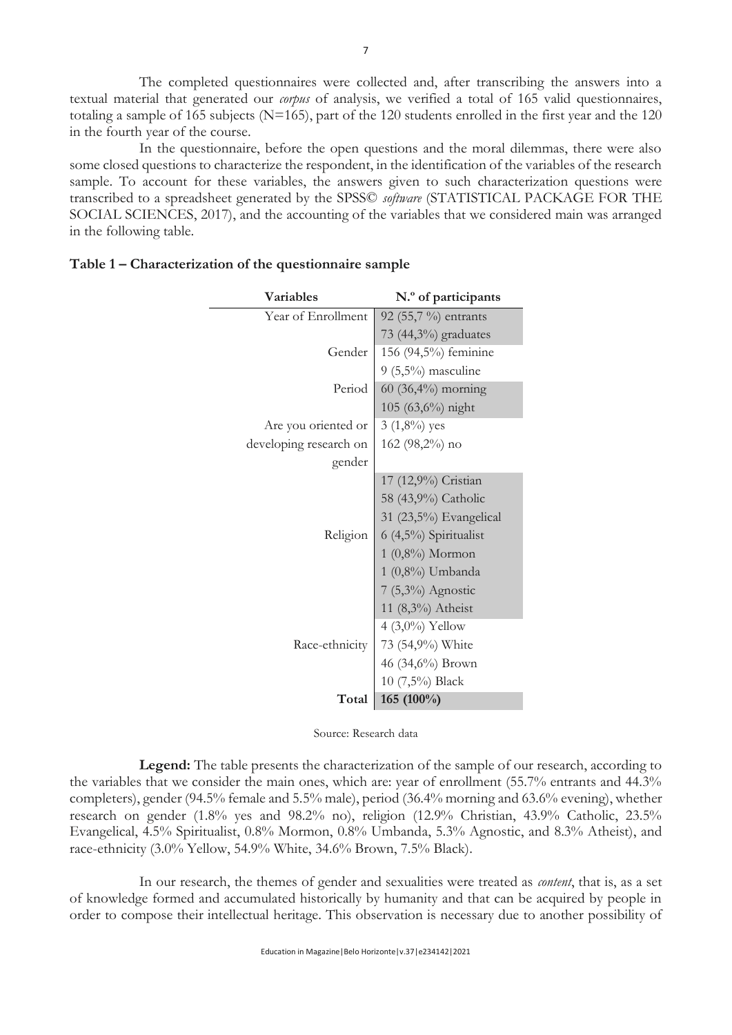The completed questionnaires were collected and, after transcribing the answers into a textual material that generated our *corpus* of analysis, we verified a total of 165 valid questionnaires, totaling a sample of 165 subjects (N=165), part of the 120 students enrolled in the first year and the 120 in the fourth year of the course.

In the questionnaire, before the open questions and the moral dilemmas, there were also some closed questions to characterize the respondent, in the identification of the variables of the research sample. To account for these variables, the answers given to such characterization questions were transcribed to a spreadsheet generated by the SPSS© *software* (STATISTICAL PACKAGE FOR THE SOCIAL SCIENCES, 2017), and the accounting of the variables that we considered main was arranged in the following table.

**Table 1 – Characterization of the questionnaire sample**

| Variables | N.º of participants |
|---|---|
| Year of Enrollment | 92 (55,7 %) entrants |
| | 73 (44,3%) graduates |
| Gender | 156 (94,5%) feminine |
| | 9 (5,5%) masculine |
| Period | 60 (36,4%) morning |
| | 105 (63,6%) night |
| Are you oriented or developing research on gender | 3 (1,8%) yes |
| | 162 (98,2%) no |
| Religion | 17 (12,9%) Cristian |
| | 58 (43,9%) Catholic |
| | 31 (23,5%) Evangelical |
| | 6 (4,5%) Spiritualist |
| | 1 (0,8%) Mormon |
| | 1 (0,8%) Umbanda |
| | 7 (5,3%) Agnostic |
| | 11 (8,3%) Atheist |
| Race-ethnicity | 4 (3,0%) Yellow |
| | 73 (54,9%) White |
| | 46 (34,6%) Brown |
| | 10 (7,5%) Black |
| **Total** | **165 (100%)** |

Source: Research data

**Legend:** The table presents the characterization of the sample of our research, according to the variables that we consider the main ones, which are: year of enrollment (55.7% entrants and 44.3% completers), gender (94.5% female and 5.5% male), period (36.4% morning and 63.6% evening), whether research on gender (1.8% yes and 98.2% no), religion (12.9% Christian, 43.9% Catholic, 23.5% Evangelical, 4.5% Spiritualist, 0.8% Mormon, 0.8% Umbanda, 5.3% Agnostic, and 8.3% Atheist), and race-ethnicity (3.0% Yellow, 54.9% White, 34.6% Brown, 7.5% Black).

In our research, the themes of gender and sexualities were treated as *content*, that is, as a set of knowledge formed and accumulated historically by humanity and that can be acquired by people in order to compose their intellectual heritage. This observation is necessary due to another possibility of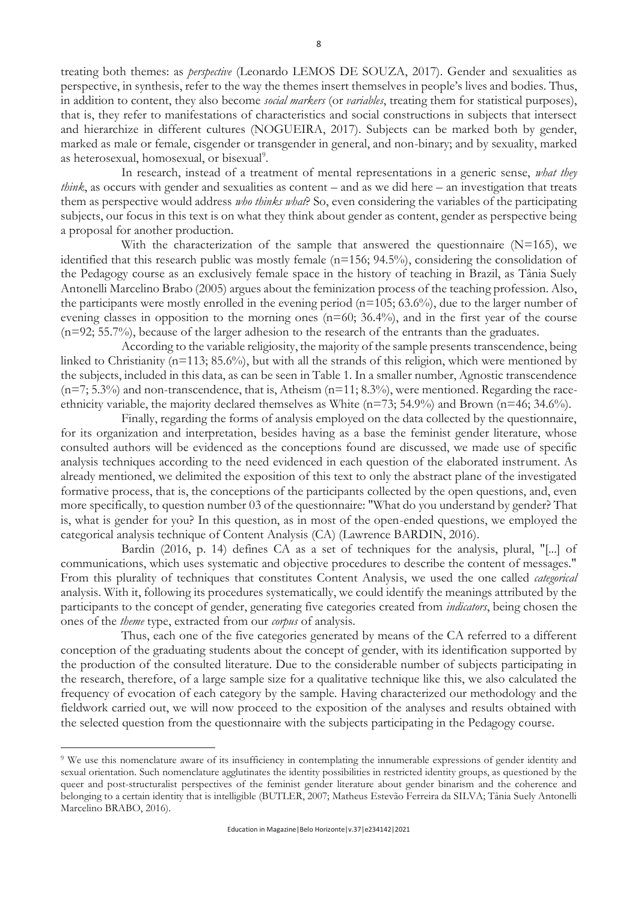treating both themes: as *perspective* (Leonardo LEMOS DE SOUZA, 2017). Gender and sexualities as perspective, in synthesis, refer to the way the themes insert themselves in people's lives and bodies. Thus, in addition to content, they also become *social markers* (or *variables*, treating them for statistical purposes), that is, they refer to manifestations of characteristics and social constructions in subjects that intersect and hierarchize in different cultures (NOGUEIRA, 2017). Subjects can be marked both by gender, marked as male or female, cisgender or transgender in general, and non-binary; and by sexuality, marked as heterosexual, homosexual, or bisexual[9].

In research, instead of a treatment of mental representations in a generic sense, *what they think*, as occurs with gender and sexualities as content – and as we did here – an investigation that treats them as perspective would address *who thinks what*? So, even considering the variables of the participating subjects, our focus in this text is on what they think about gender as content, gender as perspective being a proposal for another production.

With the characterization of the sample that answered the questionnaire (N=165), we identified that this research public was mostly female (n=156; 94.5%), considering the consolidation of the Pedagogy course as an exclusively female space in the history of teaching in Brazil, as Tânia Suely Antonelli Marcelino Brabo (2005) argues about the feminization process of the teaching profession. Also, the participants were mostly enrolled in the evening period (n=105; 63.6%), due to the larger number of evening classes in opposition to the morning ones (n=60; 36.4%), and in the first year of the course (n=92; 55.7%), because of the larger adhesion to the research of the entrants than the graduates.

According to the variable religiosity, the majority of the sample presents transcendence, being linked to Christianity (n=113; 85.6%), but with all the strands of this religion, which were mentioned by the subjects, included in this data, as can be seen in Table 1. In a smaller number, Agnostic transcendence (n=7; 5.3%) and non-transcendence, that is, Atheism (n=11; 8.3%), were mentioned. Regarding the race-ethnicity variable, the majority declared themselves as White (n=73; 54.9%) and Brown (n=46; 34.6%).

Finally, regarding the forms of analysis employed on the data collected by the questionnaire, for its organization and interpretation, besides having as a base the feminist gender literature, whose consulted authors will be evidenced as the conceptions found are discussed, we made use of specific analysis techniques according to the need evidenced in each question of the elaborated instrument. As already mentioned, we delimited the exposition of this text to only the abstract plane of the investigated formative process, that is, the conceptions of the participants collected by the open questions, and, even more specifically, to question number 03 of the questionnaire: "What do you understand by gender? That is, what is gender for you? In this question, as in most of the open-ended questions, we employed the categorical analysis technique of Content Analysis (CA) (Lawrence BARDIN, 2016).

Bardin (2016, p. 14) defines CA as a set of techniques for the analysis, plural, "[...] of communications, which uses systematic and objective procedures to describe the content of messages." From this plurality of techniques that constitutes Content Analysis, we used the one called *categorical* analysis. With it, following its procedures systematically, we could identify the meanings attributed by the participants to the concept of gender, generating five categories created from *indicators*, being chosen the ones of the *theme* type, extracted from our *corpus* of analysis.

Thus, each one of the five categories generated by means of the CA referred to a different conception of the graduating students about the concept of gender, with its identification supported by the production of the consulted literature. Due to the considerable number of subjects participating in the research, therefore, of a large sample size for a qualitative technique like this, we also calculated the frequency of evocation of each category by the sample. Having characterized our methodology and the fieldwork carried out, we will now proceed to the exposition of the analyses and results obtained with the selected question from the questionnaire with the subjects participating in the Pedagogy course.

---

[9] We use this nomenclature aware of its insufficiency in contemplating the innumerable expressions of gender identity and sexual orientation. Such nomenclature agglutinates the identity possibilities in restricted identity groups, as questioned by the queer and post-structuralist perspectives of the feminist gender literature about gender binarism and the coherence and belonging to a certain identity that is intelligible (BUTLER, 2007; Matheus Estevão Ferreira da SILVA; Tânia Suely Antonelli Marcelino BRABO, 2016).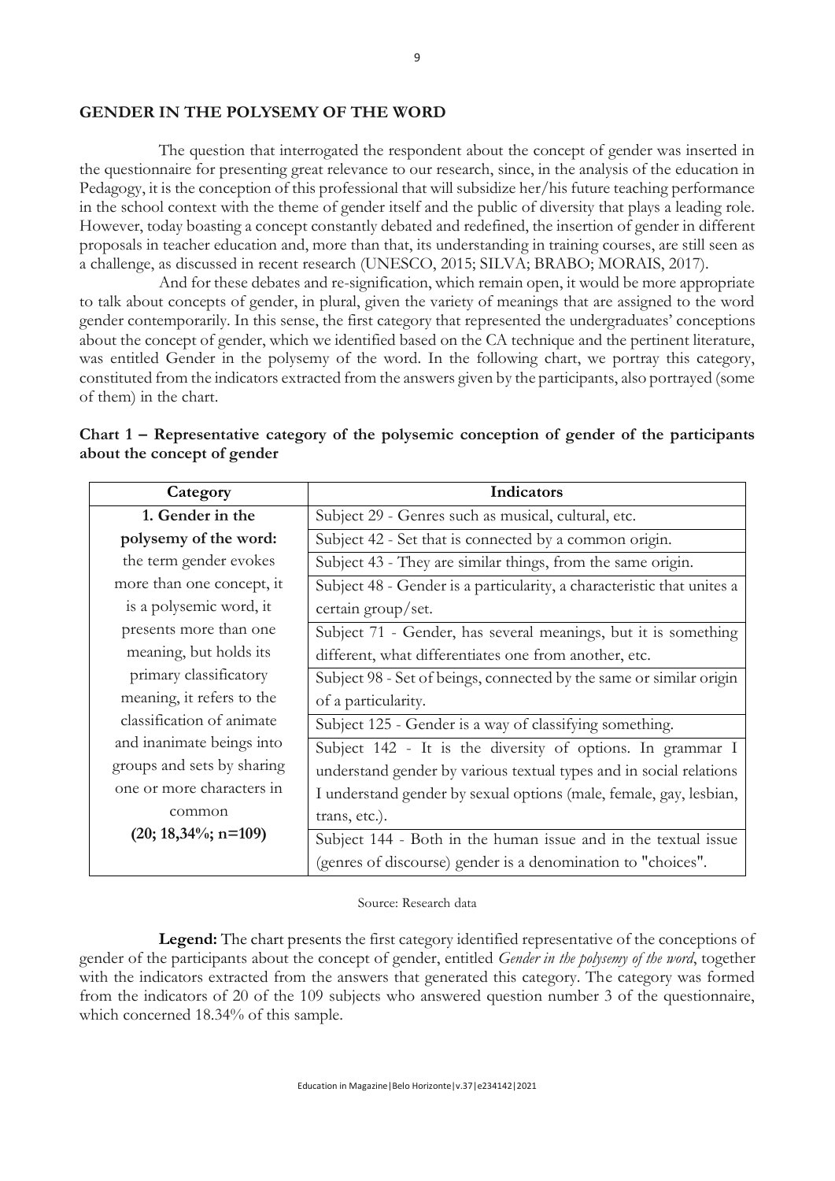## GENDER IN THE POLYSEMY OF THE WORD

The question that interrogated the respondent about the concept of gender was inserted in the questionnaire for presenting great relevance to our research, since, in the analysis of the education in Pedagogy, it is the conception of this professional that will subsidize her/his future teaching performance in the school context with the theme of gender itself and the public of diversity that plays a leading role. However, today boasting a concept constantly debated and redefined, the insertion of gender in different proposals in teacher education and, more than that, its understanding in training courses, are still seen as a challenge, as discussed in recent research (UNESCO, 2015; SILVA; BRABO; MORAIS, 2017).

And for these debates and re-signification, which remain open, it would be more appropriate to talk about concepts of gender, in plural, given the variety of meanings that are assigned to the word gender contemporarily. In this sense, the first category that represented the undergraduates' conceptions about the concept of gender, which we identified based on the CA technique and the pertinent literature, was entitled Gender in the polysemy of the word. In the following chart, we portray this category, constituted from the indicators extracted from the answers given by the participants, also portrayed (some of them) in the chart.

**Chart 1 – Representative category of the polysemic conception of gender of the participants about the concept of gender**

| Category | Indicators |
|---|---|
| **1. Gender in the polysemy of the word:** the term gender evokes more than one concept, it is a polysemic word, it presents more than one meaning, but holds its primary classificatory meaning, it refers to the classification of animate and inanimate beings into groups and sets by sharing one or more characters in common **(20; 18,34%; n=109)** | Subject 29 - Genres such as musical, cultural, etc. |
| | Subject 42 - Set that is connected by a common origin. |
| | Subject 43 - They are similar things, from the same origin. |
| | Subject 48 - Gender is a particularity, a characteristic that unites a certain group/set. |
| | Subject 71 - Gender, has several meanings, but it is something different, what differentiates one from another, etc. |
| | Subject 98 - Set of beings, connected by the same or similar origin of a particularity. |
| | Subject 125 - Gender is a way of classifying something. |
| | Subject 142 - It is the diversity of options. In grammar I understand gender by various textual types and in social relations I understand gender by sexual options (male, female, gay, lesbian, trans, etc.). |
| | Subject 144 - Both in the human issue and in the textual issue (genres of discourse) gender is a denomination to "choices". |

Source: Research data

**Legend:** The chart presents the first category identified representative of the conceptions of gender of the participants about the concept of gender, entitled *Gender in the polysemy of the word*, together with the indicators extracted from the answers that generated this category. The category was formed from the indicators of 20 of the 109 subjects who answered question number 3 of the questionnaire, which concerned 18.34% of this sample.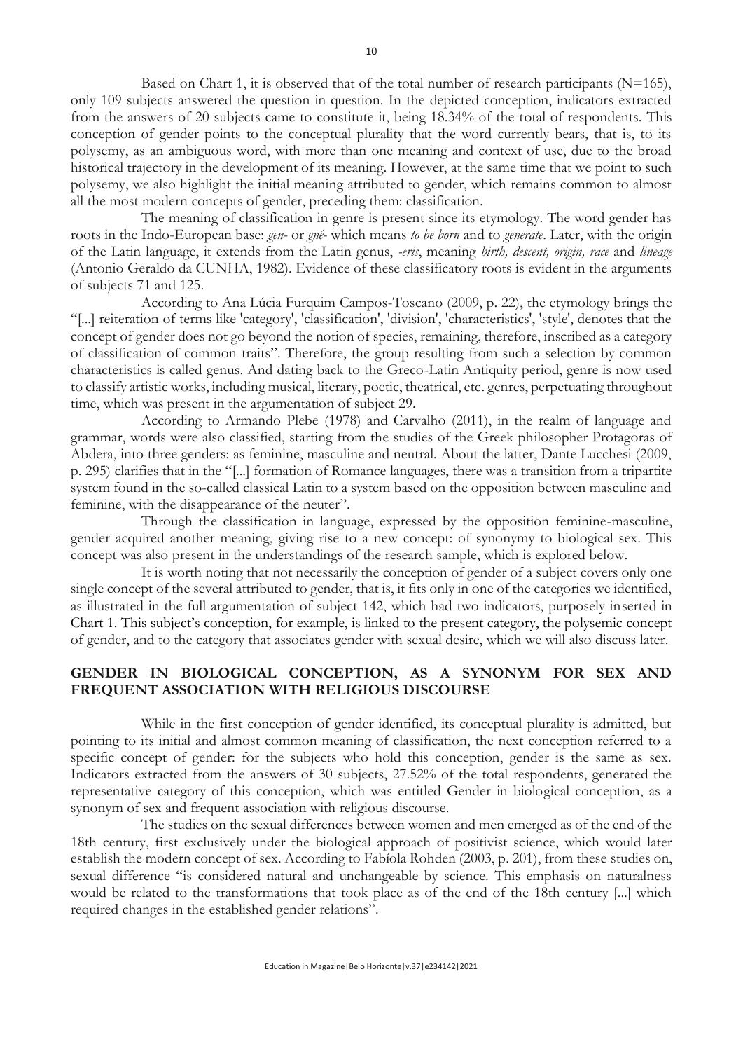Based on Chart 1, it is observed that of the total number of research participants (N=165), only 109 subjects answered the question in question. In the depicted conception, indicators extracted from the answers of 20 subjects came to constitute it, being 18.34% of the total of respondents. This conception of gender points to the conceptual plurality that the word currently bears, that is, to its polysemy, as an ambiguous word, with more than one meaning and context of use, due to the broad historical trajectory in the development of its meaning. However, at the same time that we point to such polysemy, we also highlight the initial meaning attributed to gender, which remains common to almost all the most modern concepts of gender, preceding them: classification.

The meaning of classification in genre is present since its etymology. The word gender has roots in the Indo-European base: *gen-* or *gnê-* which means *to be born* and to *generate*. Later, with the origin of the Latin language, it extends from the Latin genus, *-eris*, meaning *birth, descent, origin, race* and *lineage* (Antonio Geraldo da CUNHA, 1982). Evidence of these classificatory roots is evident in the arguments of subjects 71 and 125.

According to Ana Lúcia Furquim Campos-Toscano (2009, p. 22), the etymology brings the "[...] reiteration of terms like 'category', 'classification', 'division', 'characteristics', 'style', denotes that the concept of gender does not go beyond the notion of species, remaining, therefore, inscribed as a category of classification of common traits". Therefore, the group resulting from such a selection by common characteristics is called genus. And dating back to the Greco-Latin Antiquity period, genre is now used to classify artistic works, including musical, literary, poetic, theatrical, etc. genres, perpetuating throughout time, which was present in the argumentation of subject 29.

According to Armando Plebe (1978) and Carvalho (2011), in the realm of language and grammar, words were also classified, starting from the studies of the Greek philosopher Protagoras of Abdera, into three genders: as feminine, masculine and neutral. About the latter, Dante Lucchesi (2009, p. 295) clarifies that in the "[...] formation of Romance languages, there was a transition from a tripartite system found in the so-called classical Latin to a system based on the opposition between masculine and feminine, with the disappearance of the neuter".

Through the classification in language, expressed by the opposition feminine-masculine, gender acquired another meaning, giving rise to a new concept: of synonymy to biological sex. This concept was also present in the understandings of the research sample, which is explored below.

It is worth noting that not necessarily the conception of gender of a subject covers only one single concept of the several attributed to gender, that is, it fits only in one of the categories we identified, as illustrated in the full argumentation of subject 142, which had two indicators, purposely inserted in Chart 1. This subject's conception, for example, is linked to the present category, the polysemic concept of gender, and to the category that associates gender with sexual desire, which we will also discuss later.

## GENDER IN BIOLOGICAL CONCEPTION, AS A SYNONYM FOR SEX AND FREQUENT ASSOCIATION WITH RELIGIOUS DISCOURSE

While in the first conception of gender identified, its conceptual plurality is admitted, but pointing to its initial and almost common meaning of classification, the next conception referred to a specific concept of gender: for the subjects who hold this conception, gender is the same as sex. Indicators extracted from the answers of 30 subjects, 27.52% of the total respondents, generated the representative category of this conception, which was entitled Gender in biological conception, as a synonym of sex and frequent association with religious discourse.

The studies on the sexual differences between women and men emerged as of the end of the 18th century, first exclusively under the biological approach of positivist science, which would later establish the modern concept of sex. According to Fabíola Rohden (2003, p. 201), from these studies on, sexual difference "is considered natural and unchangeable by science. This emphasis on naturalness would be related to the transformations that took place as of the end of the 18th century [...] which required changes in the established gender relations".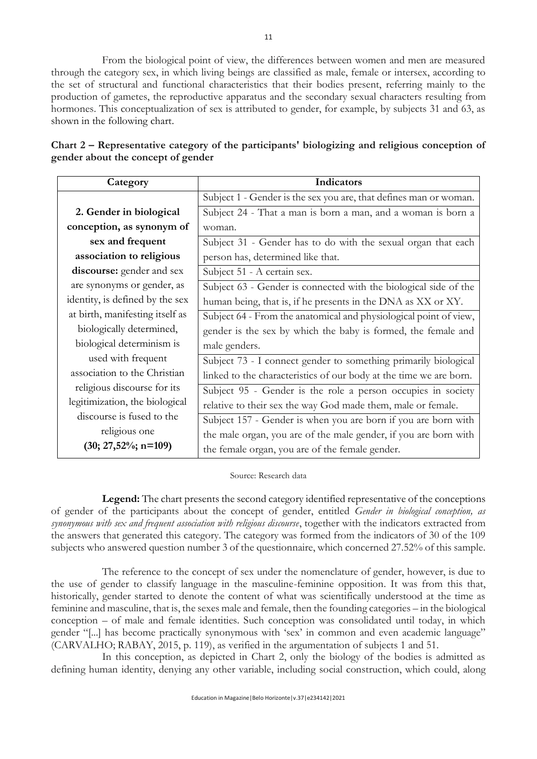From the biological point of view, the differences between women and men are measured through the category sex, in which living beings are classified as male, female or intersex, according to the set of structural and functional characteristics that their bodies present, referring mainly to the production of gametes, the reproductive apparatus and the secondary sexual characters resulting from hormones. This conceptualization of sex is attributed to gender, for example, by subjects 31 and 63, as shown in the following chart.

**Chart 2 – Representative category of the participants' biologizing and religious conception of gender about the concept of gender**

| Category | Indicators |
|---|---|
| **2. Gender in biological conception, as synonym of sex and frequent association to religious discourse:** gender and sex are synonyms or gender, as identity, is defined by the sex at birth, manifesting itself as biologically determined, biological determinism is used with frequent association to the Christian religious discourse for its legitimization, the biological discourse is fused to the religious one **(30; 27,52%; n=109)** | Subject 1 - Gender is the sex you are, that defines man or woman. |
| | Subject 24 - That a man is born a man, and a woman is born a woman. |
| | Subject 31 - Gender has to do with the sexual organ that each person has, determined like that. |
| | Subject 51 - A certain sex. |
| | Subject 63 - Gender is connected with the biological side of the human being, that is, if he presents in the DNA as XX or XY. |
| | Subject 64 - From the anatomical and physiological point of view, gender is the sex by which the baby is formed, the female and male genders. |
| | Subject 73 - I connect gender to something primarily biological linked to the characteristics of our body at the time we are born. |
| | Subject 95 - Gender is the role a person occupies in society relative to their sex the way God made them, male or female. |
| | Subject 157 - Gender is when you are born if you are born with the male organ, you are of the male gender, if you are born with the female organ, you are of the female gender. |

Source: Research data

**Legend:** The chart presents the second category identified representative of the conceptions of gender of the participants about the concept of gender, entitled *Gender in biological conception, as synonymous with sex and frequent association with religious discourse*, together with the indicators extracted from the answers that generated this category. The category was formed from the indicators of 30 of the 109 subjects who answered question number 3 of the questionnaire, which concerned 27.52% of this sample.

The reference to the concept of sex under the nomenclature of gender, however, is due to the use of gender to classify language in the masculine-feminine opposition. It was from this that, historically, gender started to denote the content of what was scientifically understood at the time as feminine and masculine, that is, the sexes male and female, then the founding categories – in the biological conception – of male and female identities. Such conception was consolidated until today, in which gender "[...] has become practically synonymous with 'sex' in common and even academic language" (CARVALHO; RABAY, 2015, p. 119), as verified in the argumentation of subjects 1 and 51.

In this conception, as depicted in Chart 2, only the biology of the bodies is admitted as defining human identity, denying any other variable, including social construction, which could, along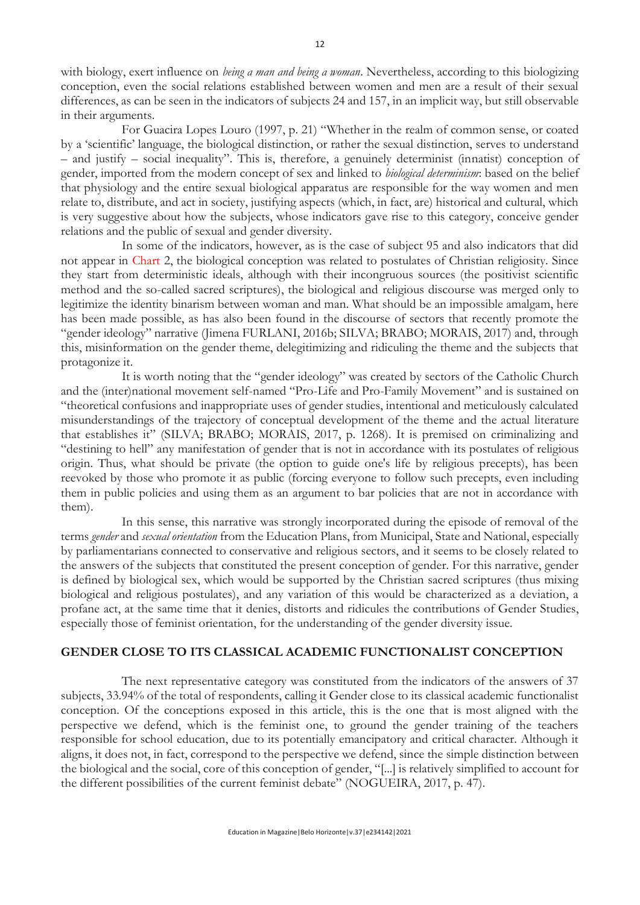with biology, exert influence on *being a man and being a woman*. Nevertheless, according to this biologizing conception, even the social relations established between women and men are a result of their sexual differences, as can be seen in the indicators of subjects 24 and 157, in an implicit way, but still observable in their arguments.

For Guacira Lopes Louro (1997, p. 21) "Whether in the realm of common sense, or coated by a 'scientific' language, the biological distinction, or rather the sexual distinction, serves to understand – and justify – social inequality". This is, therefore, a genuinely determinist (innatist) conception of gender, imported from the modern concept of sex and linked to *biological determinism*: based on the belief that physiology and the entire sexual biological apparatus are responsible for the way women and men relate to, distribute, and act in society, justifying aspects (which, in fact, are) historical and cultural, which is very suggestive about how the subjects, whose indicators gave rise to this category, conceive gender relations and the public of sexual and gender diversity.

In some of the indicators, however, as is the case of subject 95 and also indicators that did not appear in Chart 2, the biological conception was related to postulates of Christian religiosity. Since they start from deterministic ideals, although with their incongruous sources (the positivist scientific method and the so-called sacred scriptures), the biological and religious discourse was merged only to legitimize the identity binarism between woman and man. What should be an impossible amalgam, here has been made possible, as has also been found in the discourse of sectors that recently promote the "gender ideology" narrative (Jimena FURLANI, 2016b; SILVA; BRABO; MORAIS, 2017) and, through this, misinformation on the gender theme, delegitimizing and ridiculing the theme and the subjects that protagonize it.

It is worth noting that the "gender ideology" was created by sectors of the Catholic Church and the (inter)national movement self-named "Pro-Life and Pro-Family Movement" and is sustained on "theoretical confusions and inappropriate uses of gender studies, intentional and meticulously calculated misunderstandings of the trajectory of conceptual development of the theme and the actual literature that establishes it" (SILVA; BRABO; MORAIS, 2017, p. 1268). It is premised on criminalizing and "destining to hell" any manifestation of gender that is not in accordance with its postulates of religious origin. Thus, what should be private (the option to guide one's life by religious precepts), has been reevoked by those who promote it as public (forcing everyone to follow such precepts, even including them in public policies and using them as an argument to bar policies that are not in accordance with them).

In this sense, this narrative was strongly incorporated during the episode of removal of the terms *gender* and *sexual orientation* from the Education Plans, from Municipal, State and National, especially by parliamentarians connected to conservative and religious sectors, and it seems to be closely related to the answers of the subjects that constituted the present conception of gender. For this narrative, gender is defined by biological sex, which would be supported by the Christian sacred scriptures (thus mixing biological and religious postulates), and any variation of this would be characterized as a deviation, a profane act, at the same time that it denies, distorts and ridicules the contributions of Gender Studies, especially those of feminist orientation, for the understanding of the gender diversity issue.

## GENDER CLOSE TO ITS CLASSICAL ACADEMIC FUNCTIONALIST CONCEPTION

The next representative category was constituted from the indicators of the answers of 37 subjects, 33.94% of the total of respondents, calling it Gender close to its classical academic functionalist conception. Of the conceptions exposed in this article, this is the one that is most aligned with the perspective we defend, which is the feminist one, to ground the gender training of the teachers responsible for school education, due to its potentially emancipatory and critical character. Although it aligns, it does not, in fact, correspond to the perspective we defend, since the simple distinction between the biological and the social, core of this conception of gender, "[...] is relatively simplified to account for the different possibilities of the current feminist debate" (NOGUEIRA, 2017, p. 47).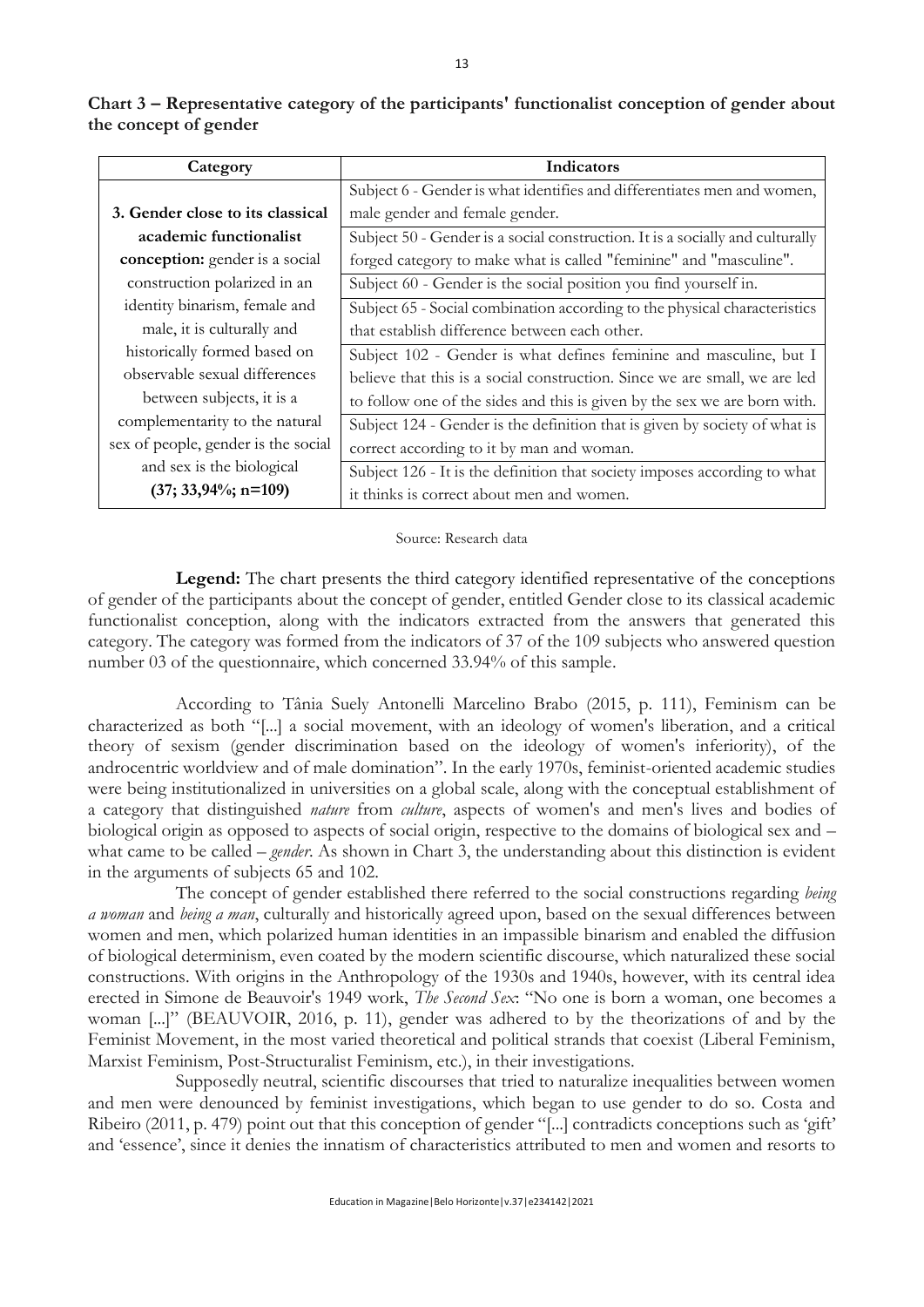**Chart 3 – Representative category of the participants' functionalist conception of gender about the concept of gender**

| Category | Indicators |
|---|---|
| **3. Gender close to its classical academic functionalist conception:** gender is a social construction polarized in an identity binarism, female and male, it is culturally and historically formed based on observable sexual differences between subjects, it is a complementarity to the natural sex of people, gender is the social and sex is the biological **(37; 33,94%; n=109)** | Subject 6 - Gender is what identifies and differentiates men and women, male gender and female gender. |
| | Subject 50 - Gender is a social construction. It is a socially and culturally forged category to make what is called "feminine" and "masculine". |
| | Subject 60 - Gender is the social position you find yourself in. |
| | Subject 65 - Social combination according to the physical characteristics that establish difference between each other. |
| | Subject 102 - Gender is what defines feminine and masculine, but I believe that this is a social construction. Since we are small, we are led to follow one of the sides and this is given by the sex we are born with. |
| | Subject 124 - Gender is the definition that is given by society of what is correct according to it by man and woman. |
| | Subject 126 - It is the definition that society imposes according to what it thinks is correct about men and women. |

Source: Research data

**Legend:** The chart presents the third category identified representative of the conceptions of gender of the participants about the concept of gender, entitled Gender close to its classical academic functionalist conception, along with the indicators extracted from the answers that generated this category. The category was formed from the indicators of 37 of the 109 subjects who answered question number 03 of the questionnaire, which concerned 33.94% of this sample.

According to Tânia Suely Antonelli Marcelino Brabo (2015, p. 111), Feminism can be characterized as both "[...] a social movement, with an ideology of women's liberation, and a critical theory of sexism (gender discrimination based on the ideology of women's inferiority), of the androcentric worldview and of male domination". In the early 1970s, feminist-oriented academic studies were being institutionalized in universities on a global scale, along with the conceptual establishment of a category that distinguished *nature* from *culture*, aspects of women's and men's lives and bodies of biological origin as opposed to aspects of social origin, respective to the domains of biological sex and – what came to be called – *gender*. As shown in Chart 3, the understanding about this distinction is evident in the arguments of subjects 65 and 102.

The concept of gender established there referred to the social constructions regarding *being a woman* and *being a man*, culturally and historically agreed upon, based on the sexual differences between women and men, which polarized human identities in an impassible binarism and enabled the diffusion of biological determinism, even coated by the modern scientific discourse, which naturalized these social constructions. With origins in the Anthropology of the 1930s and 1940s, however, with its central idea erected in Simone de Beauvoir's 1949 work, *The Second Sex*: "No one is born a woman, one becomes a woman [...]" (BEAUVOIR, 2016, p. 11), gender was adhered to by the theorizations of and by the Feminist Movement, in the most varied theoretical and political strands that coexist (Liberal Feminism, Marxist Feminism, Post-Structuralist Feminism, etc.), in their investigations.

Supposedly neutral, scientific discourses that tried to naturalize inequalities between women and men were denounced by feminist investigations, which began to use gender to do so. Costa and Ribeiro (2011, p. 479) point out that this conception of gender "[...] contradicts conceptions such as 'gift' and 'essence', since it denies the innatism of characteristics attributed to men and women and resorts to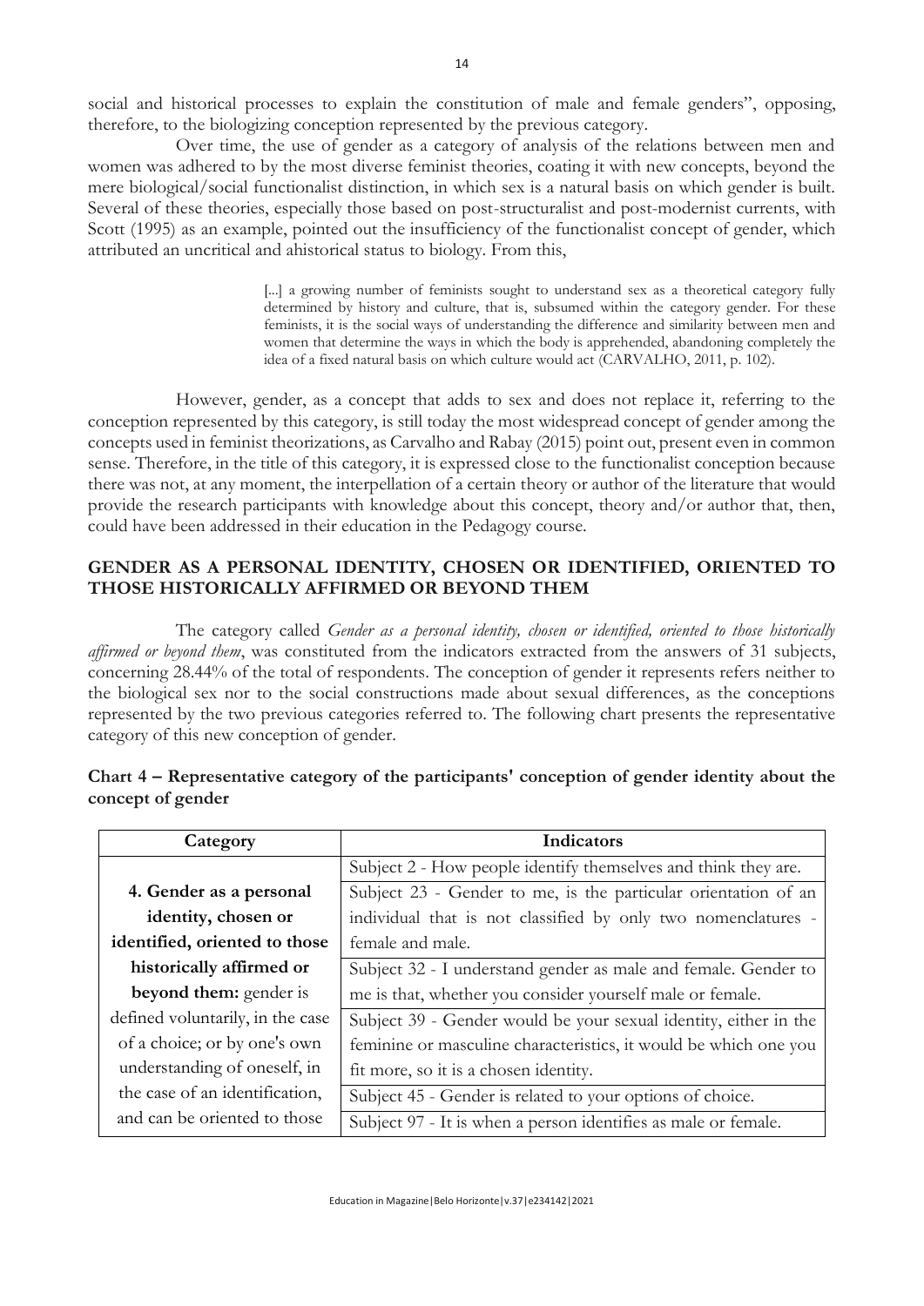social and historical processes to explain the constitution of male and female genders", opposing, therefore, to the biologizing conception represented by the previous category.

Over time, the use of gender as a category of analysis of the relations between men and women was adhered to by the most diverse feminist theories, coating it with new concepts, beyond the mere biological/social functionalist distinction, in which sex is a natural basis on which gender is built. Several of these theories, especially those based on post-structuralist and post-modernist currents, with Scott (1995) as an example, pointed out the insufficiency of the functionalist concept of gender, which attributed an uncritical and ahistorical status to biology. From this,

> [...] a growing number of feminists sought to understand sex as a theoretical category fully determined by history and culture, that is, subsumed within the category gender. For these feminists, it is the social ways of understanding the difference and similarity between men and women that determine the ways in which the body is apprehended, abandoning completely the idea of a fixed natural basis on which culture would act (CARVALHO, 2011, p. 102).

However, gender, as a concept that adds to sex and does not replace it, referring to the conception represented by this category, is still today the most widespread concept of gender among the concepts used in feminist theorizations, as Carvalho and Rabay (2015) point out, present even in common sense. Therefore, in the title of this category, it is expressed close to the functionalist conception because there was not, at any moment, the interpellation of a certain theory or author of the literature that would provide the research participants with knowledge about this concept, theory and/or author that, then, could have been addressed in their education in the Pedagogy course.

## GENDER AS A PERSONAL IDENTITY, CHOSEN OR IDENTIFIED, ORIENTED TO THOSE HISTORICALLY AFFIRMED OR BEYOND THEM

The category called *Gender as a personal identity, chosen or identified, oriented to those historically affirmed or beyond them*, was constituted from the indicators extracted from the answers of 31 subjects, concerning 28.44% of the total of respondents. The conception of gender it represents refers neither to the biological sex nor to the social constructions made about sexual differences, as the conceptions represented by the two previous categories referred to. The following chart presents the representative category of this new conception of gender.

**Chart 4 – Representative category of the participants' conception of gender identity about the concept of gender**

| Category | Indicators |
|---|---|
| **4. Gender as a personal identity, chosen or identified, oriented to those historically affirmed or beyond them:** gender is defined voluntarily, in the case of a choice; or by one's own understanding of oneself, in the case of an identification, and can be oriented to those | Subject 2 - How people identify themselves and think they are. |
| | Subject 23 - Gender to me, is the particular orientation of an individual that is not classified by only two nomenclatures - female and male. |
| | Subject 32 - I understand gender as male and female. Gender to me is that, whether you consider yourself male or female. |
| | Subject 39 - Gender would be your sexual identity, either in the feminine or masculine characteristics, it would be which one you fit more, so it is a chosen identity. |
| | Subject 45 - Gender is related to your options of choice. |
| | Subject 97 - It is when a person identifies as male or female. |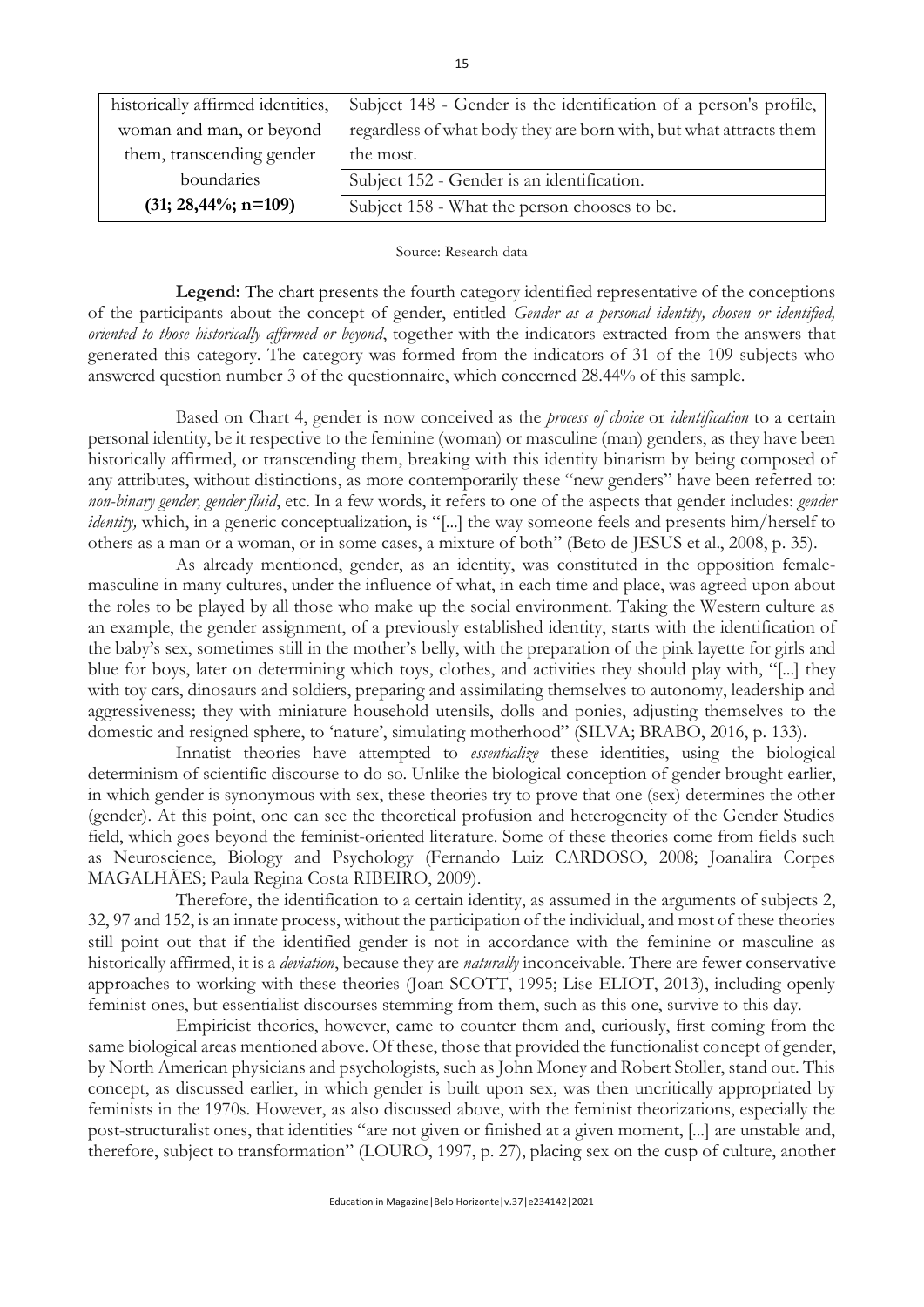| historically affirmed identities, woman and man, or beyond them, transcending gender boundaries **(31; 28,44%; n=109)** | Subject 148 - Gender is the identification of a person's profile, regardless of what body they are born with, but what attracts them the most. |
|---|---|
| | Subject 152 - Gender is an identification. |
| | Subject 158 - What the person chooses to be. |

Source: Research data

**Legend:** The chart presents the fourth category identified representative of the conceptions of the participants about the concept of gender, entitled *Gender as a personal identity, chosen or identified, oriented to those historically affirmed or beyond*, together with the indicators extracted from the answers that generated this category. The category was formed from the indicators of 31 of the 109 subjects who answered question number 3 of the questionnaire, which concerned 28.44% of this sample.

Based on Chart 4, gender is now conceived as the *process of choice* or *identification* to a certain personal identity, be it respective to the feminine (woman) or masculine (man) genders, as they have been historically affirmed, or transcending them, breaking with this identity binarism by being composed of any attributes, without distinctions, as more contemporarily these "new genders" have been referred to: *non-binary gender, gender fluid*, etc. In a few words, it refers to one of the aspects that gender includes: *gender identity,* which, in a generic conceptualization, is "[...] the way someone feels and presents him/herself to others as a man or a woman, or in some cases, a mixture of both" (Beto de JESUS et al., 2008, p. 35).

As already mentioned, gender, as an identity, was constituted in the opposition female-masculine in many cultures, under the influence of what, in each time and place, was agreed upon about the roles to be played by all those who make up the social environment. Taking the Western culture as an example, the gender assignment, of a previously established identity, starts with the identification of the baby's sex, sometimes still in the mother's belly, with the preparation of the pink layette for girls and blue for boys, later on determining which toys, clothes, and activities they should play with, "[...] they with toy cars, dinosaurs and soldiers, preparing and assimilating themselves to autonomy, leadership and aggressiveness; they with miniature household utensils, dolls and ponies, adjusting themselves to the domestic and resigned sphere, to 'nature', simulating motherhood" (SILVA; BRABO, 2016, p. 133).

Innatist theories have attempted to *essentialize* these identities, using the biological determinism of scientific discourse to do so. Unlike the biological conception of gender brought earlier, in which gender is synonymous with sex, these theories try to prove that one (sex) determines the other (gender). At this point, one can see the theoretical profusion and heterogeneity of the Gender Studies field, which goes beyond the feminist-oriented literature. Some of these theories come from fields such as Neuroscience, Biology and Psychology (Fernando Luiz CARDOSO, 2008; Joanalira Corpes MAGALHÃES; Paula Regina Costa RIBEIRO, 2009).

Therefore, the identification to a certain identity, as assumed in the arguments of subjects 2, 32, 97 and 152, is an innate process, without the participation of the individual, and most of these theories still point out that if the identified gender is not in accordance with the feminine or masculine as historically affirmed, it is a *deviation*, because they are *naturally* inconceivable. There are fewer conservative approaches to working with these theories (Joan SCOTT, 1995; Lise ELIOT, 2013), including openly feminist ones, but essentialist discourses stemming from them, such as this one, survive to this day.

Empiricist theories, however, came to counter them and, curiously, first coming from the same biological areas mentioned above. Of these, those that provided the functionalist concept of gender, by North American physicians and psychologists, such as John Money and Robert Stoller, stand out. This concept, as discussed earlier, in which gender is built upon sex, was then uncritically appropriated by feminists in the 1970s. However, as also discussed above, with the feminist theorizations, especially the post-structuralist ones, that identities "are not given or finished at a given moment, [...] are unstable and, therefore, subject to transformation" (LOURO, 1997, p. 27), placing sex on the cusp of culture, another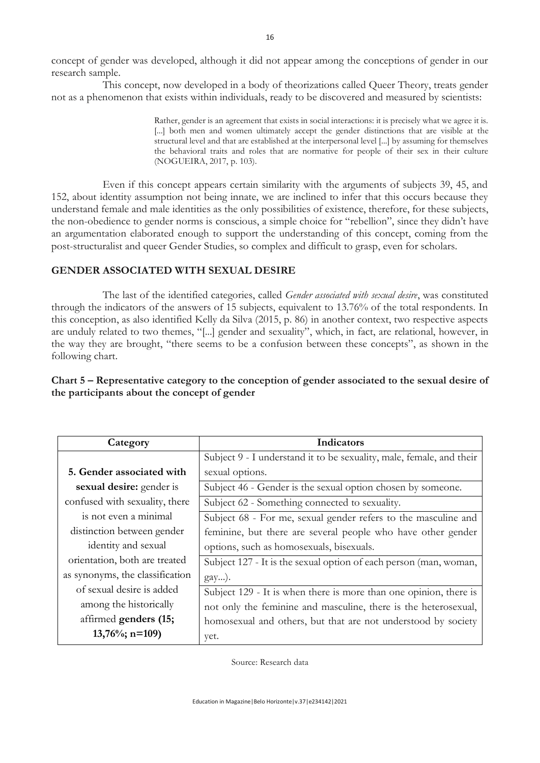concept of gender was developed, although it did not appear among the conceptions of gender in our research sample.

This concept, now developed in a body of theorizations called Queer Theory, treats gender not as a phenomenon that exists within individuals, ready to be discovered and measured by scientists:

> Rather, gender is an agreement that exists in social interactions: it is precisely what we agree it is. [...] both men and women ultimately accept the gender distinctions that are visible at the structural level and that are established at the interpersonal level [...] by assuming for themselves the behavioral traits and roles that are normative for people of their sex in their culture (NOGUEIRA, 2017, p. 103).

Even if this concept appears certain similarity with the arguments of subjects 39, 45, and 152, about identity assumption not being innate, we are inclined to infer that this occurs because they understand female and male identities as the only possibilities of existence, therefore, for these subjects, the non-obedience to gender norms is conscious, a simple choice for "rebellion", since they didn't have an argumentation elaborated enough to support the understanding of this concept, coming from the post-structuralist and queer Gender Studies, so complex and difficult to grasp, even for scholars.

## GENDER ASSOCIATED WITH SEXUAL DESIRE

The last of the identified categories, called *Gender associated with sexual desire*, was constituted through the indicators of the answers of 15 subjects, equivalent to 13.76% of the total respondents. In this conception, as also identified Kelly da Silva (2015, p. 86) in another context, two respective aspects are unduly related to two themes, "[...] gender and sexuality", which, in fact, are relational, however, in the way they are brought, "there seems to be a confusion between these concepts", as shown in the following chart.

**Chart 5 – Representative category to the conception of gender associated to the sexual desire of the participants about the concept of gender**

| Category | Indicators |
|---|---|
| **5. Gender associated with sexual desire:** gender is confused with sexuality, there is not even a minimal distinction between gender identity and sexual orientation, both are treated as synonyms, the classification of sexual desire is added among the historically affirmed **genders (15; 13,76%; n=109)** | Subject 9 - I understand it to be sexuality, male, female, and their sexual options. |
| | Subject 46 - Gender is the sexual option chosen by someone. |
| | Subject 62 - Something connected to sexuality. |
| | Subject 68 - For me, sexual gender refers to the masculine and feminine, but there are several people who have other gender options, such as homosexuals, bisexuals. |
| | Subject 127 - It is the sexual option of each person (man, woman, gay...). |
| | Subject 129 - It is when there is more than one opinion, there is not only the feminine and masculine, there is the heterosexual, homosexual and others, but that are not understood by society yet. |

Source: Research data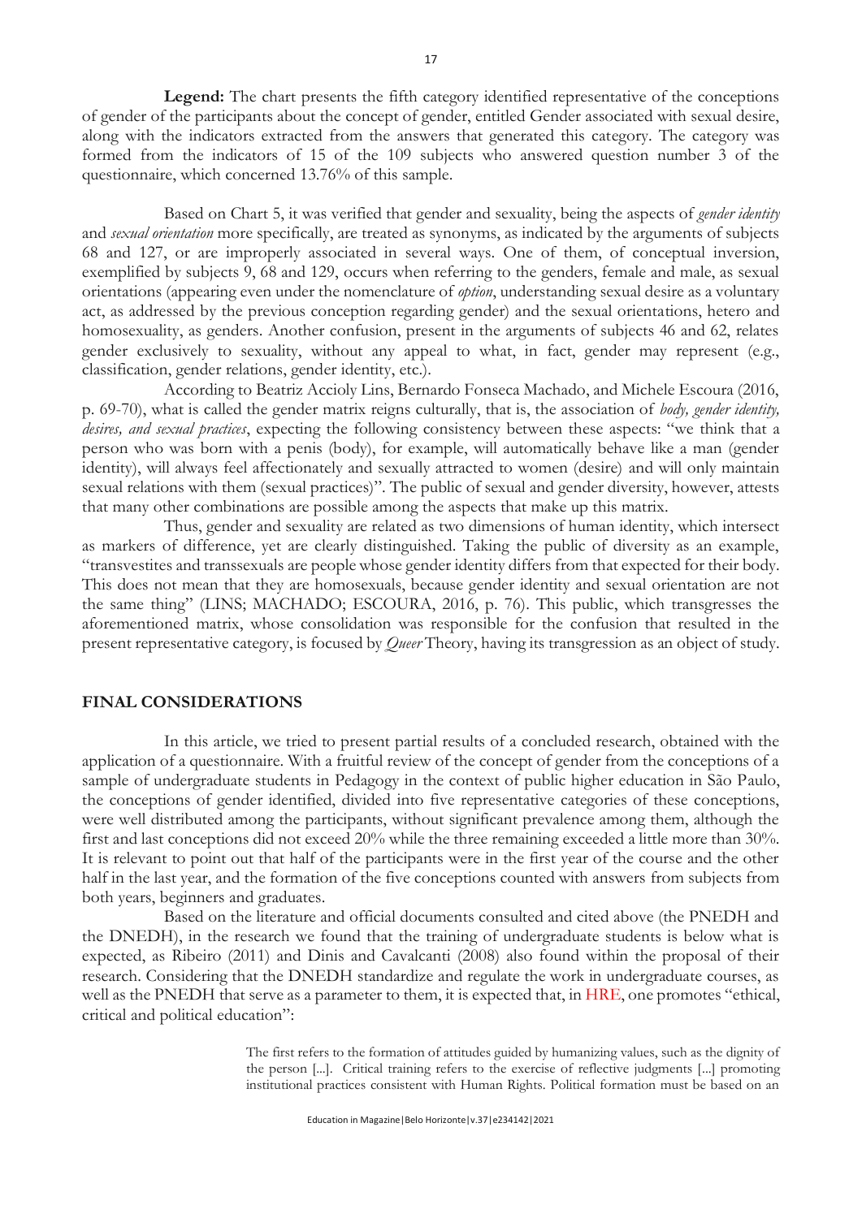**Legend:** The chart presents the fifth category identified representative of the conceptions of gender of the participants about the concept of gender, entitled Gender associated with sexual desire, along with the indicators extracted from the answers that generated this category. The category was formed from the indicators of 15 of the 109 subjects who answered question number 3 of the questionnaire, which concerned 13.76% of this sample.

Based on Chart 5, it was verified that gender and sexuality, being the aspects of *gender identity* and *sexual orientation* more specifically, are treated as synonyms, as indicated by the arguments of subjects 68 and 127, or are improperly associated in several ways. One of them, of conceptual inversion, exemplified by subjects 9, 68 and 129, occurs when referring to the genders, female and male, as sexual orientations (appearing even under the nomenclature of *option*, understanding sexual desire as a voluntary act, as addressed by the previous conception regarding gender) and the sexual orientations, hetero and homosexuality, as genders. Another confusion, present in the arguments of subjects 46 and 62, relates gender exclusively to sexuality, without any appeal to what, in fact, gender may represent (e.g., classification, gender relations, gender identity, etc.).

According to Beatriz Accioly Lins, Bernardo Fonseca Machado, and Michele Escoura (2016, p. 69-70), what is called the gender matrix reigns culturally, that is, the association of *body, gender identity, desires, and sexual practices*, expecting the following consistency between these aspects: "we think that a person who was born with a penis (body), for example, will automatically behave like a man (gender identity), will always feel affectionately and sexually attracted to women (desire) and will only maintain sexual relations with them (sexual practices)". The public of sexual and gender diversity, however, attests that many other combinations are possible among the aspects that make up this matrix.

Thus, gender and sexuality are related as two dimensions of human identity, which intersect as markers of difference, yet are clearly distinguished. Taking the public of diversity as an example, "transvestites and transsexuals are people whose gender identity differs from that expected for their body. This does not mean that they are homosexuals, because gender identity and sexual orientation are not the same thing" (LINS; MACHADO; ESCOURA, 2016, p. 76). This public, which transgresses the aforementioned matrix, whose consolidation was responsible for the confusion that resulted in the present representative category, is focused by *Queer* Theory, having its transgression as an object of study.

## FINAL CONSIDERATIONS

In this article, we tried to present partial results of a concluded research, obtained with the application of a questionnaire. With a fruitful review of the concept of gender from the conceptions of a sample of undergraduate students in Pedagogy in the context of public higher education in São Paulo, the conceptions of gender identified, divided into five representative categories of these conceptions, were well distributed among the participants, without significant prevalence among them, although the first and last conceptions did not exceed 20% while the three remaining exceeded a little more than 30%. It is relevant to point out that half of the participants were in the first year of the course and the other half in the last year, and the formation of the five conceptions counted with answers from subjects from both years, beginners and graduates.

Based on the literature and official documents consulted and cited above (the PNEDH and the DNEDH), in the research we found that the training of undergraduate students is below what is expected, as Ribeiro (2011) and Dinis and Cavalcanti (2008) also found within the proposal of their research. Considering that the DNEDH standardize and regulate the work in undergraduate courses, as well as the PNEDH that serve as a parameter to them, it is expected that, in HRE, one promotes "ethical, critical and political education":

> The first refers to the formation of attitudes guided by humanizing values, such as the dignity of the person [...]. Critical training refers to the exercise of reflective judgments [...] promoting institutional practices consistent with Human Rights. Political formation must be based on an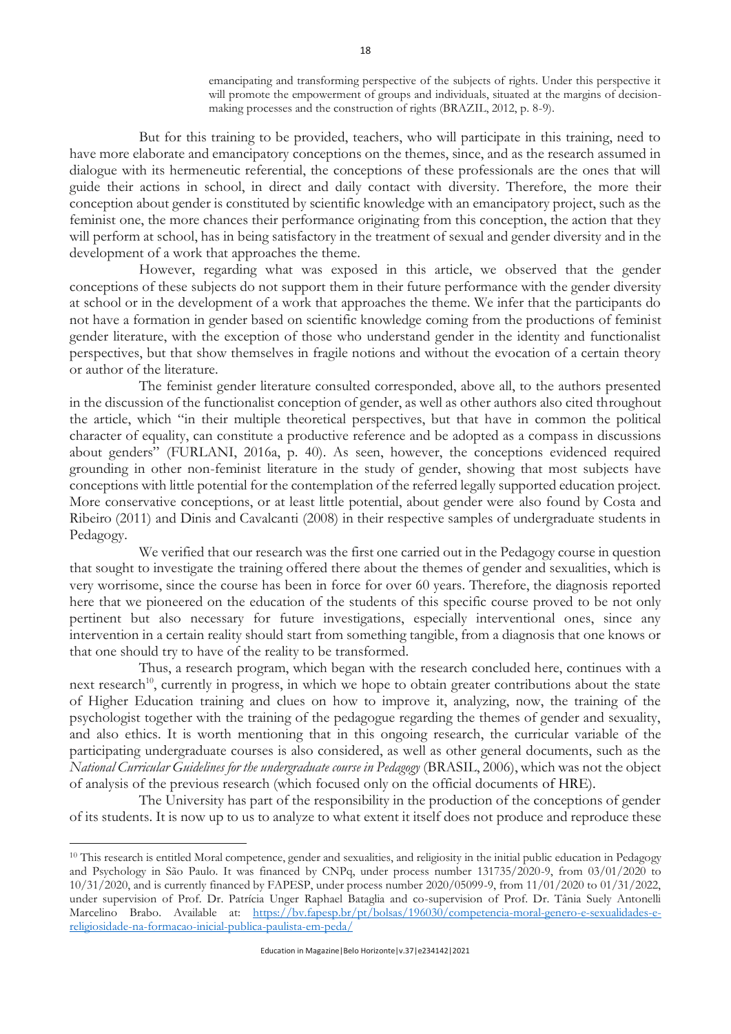> emancipating and transforming perspective of the subjects of rights. Under this perspective it will promote the empowerment of groups and individuals, situated at the margins of decision-making processes and the construction of rights (BRAZIL, 2012, p. 8-9).

But for this training to be provided, teachers, who will participate in this training, need to have more elaborate and emancipatory conceptions on the themes, since, and as the research assumed in dialogue with its hermeneutic referential, the conceptions of these professionals are the ones that will guide their actions in school, in direct and daily contact with diversity. Therefore, the more their conception about gender is constituted by scientific knowledge with an emancipatory project, such as the feminist one, the more chances their performance originating from this conception, the action that they will perform at school, has in being satisfactory in the treatment of sexual and gender diversity and in the development of a work that approaches the theme.

However, regarding what was exposed in this article, we observed that the gender conceptions of these subjects do not support them in their future performance with the gender diversity at school or in the development of a work that approaches the theme. We infer that the participants do not have a formation in gender based on scientific knowledge coming from the productions of feminist gender literature, with the exception of those who understand gender in the identity and functionalist perspectives, but that show themselves in fragile notions and without the evocation of a certain theory or author of the literature.

The feminist gender literature consulted corresponded, above all, to the authors presented in the discussion of the functionalist conception of gender, as well as other authors also cited throughout the article, which "in their multiple theoretical perspectives, but that have in common the political character of equality, can constitute a productive reference and be adopted as a compass in discussions about genders" (FURLANI, 2016a, p. 40). As seen, however, the conceptions evidenced required grounding in other non-feminist literature in the study of gender, showing that most subjects have conceptions with little potential for the contemplation of the referred legally supported education project. More conservative conceptions, or at least little potential, about gender were also found by Costa and Ribeiro (2011) and Dinis and Cavalcanti (2008) in their respective samples of undergraduate students in Pedagogy.

We verified that our research was the first one carried out in the Pedagogy course in question that sought to investigate the training offered there about the themes of gender and sexualities, which is very worrisome, since the course has been in force for over 60 years. Therefore, the diagnosis reported here that we pioneered on the education of the students of this specific course proved to be not only pertinent but also necessary for future investigations, especially interventional ones, since any intervention in a certain reality should start from something tangible, from a diagnosis that one knows or that one should try to have of the reality to be transformed.

Thus, a research program, which began with the research concluded here, continues with a next research[10], currently in progress, in which we hope to obtain greater contributions about the state of Higher Education training and clues on how to improve it, analyzing, now, the training of the psychologist together with the training of the pedagogue regarding the themes of gender and sexuality, and also ethics. It is worth mentioning that in this ongoing research, the curricular variable of the participating undergraduate courses is also considered, as well as other general documents, such as the *National Curricular Guidelines for the undergraduate course in Pedagogy* (BRASIL, 2006), which was not the object of analysis of the previous research (which focused only on the official documents of HRE).

The University has part of the responsibility in the production of the conceptions of gender of its students. It is now up to us to analyze to what extent it itself does not produce and reproduce these

---

[10] This research is entitled Moral competence, gender and sexualities, and religiosity in the initial public education in Pedagogy and Psychology in São Paulo. It was financed by CNPq, under process number 131735/2020-9, from 03/01/2020 to 10/31/2020, and is currently financed by FAPESP, under process number 2020/05099-9, from 11/01/2020 to 01/31/2022, under supervision of Prof. Dr. Patrícia Unger Raphael Bataglia and co-supervision of Prof. Dr. Tânia Suely Antonelli Marcelino Brabo. Available at: https://bv.fapesp.br/pt/bolsas/196030/competencia-moral-genero-e-sexualidades-e-religiosidade-na-formacao-inicial-publica-paulista-em-peda/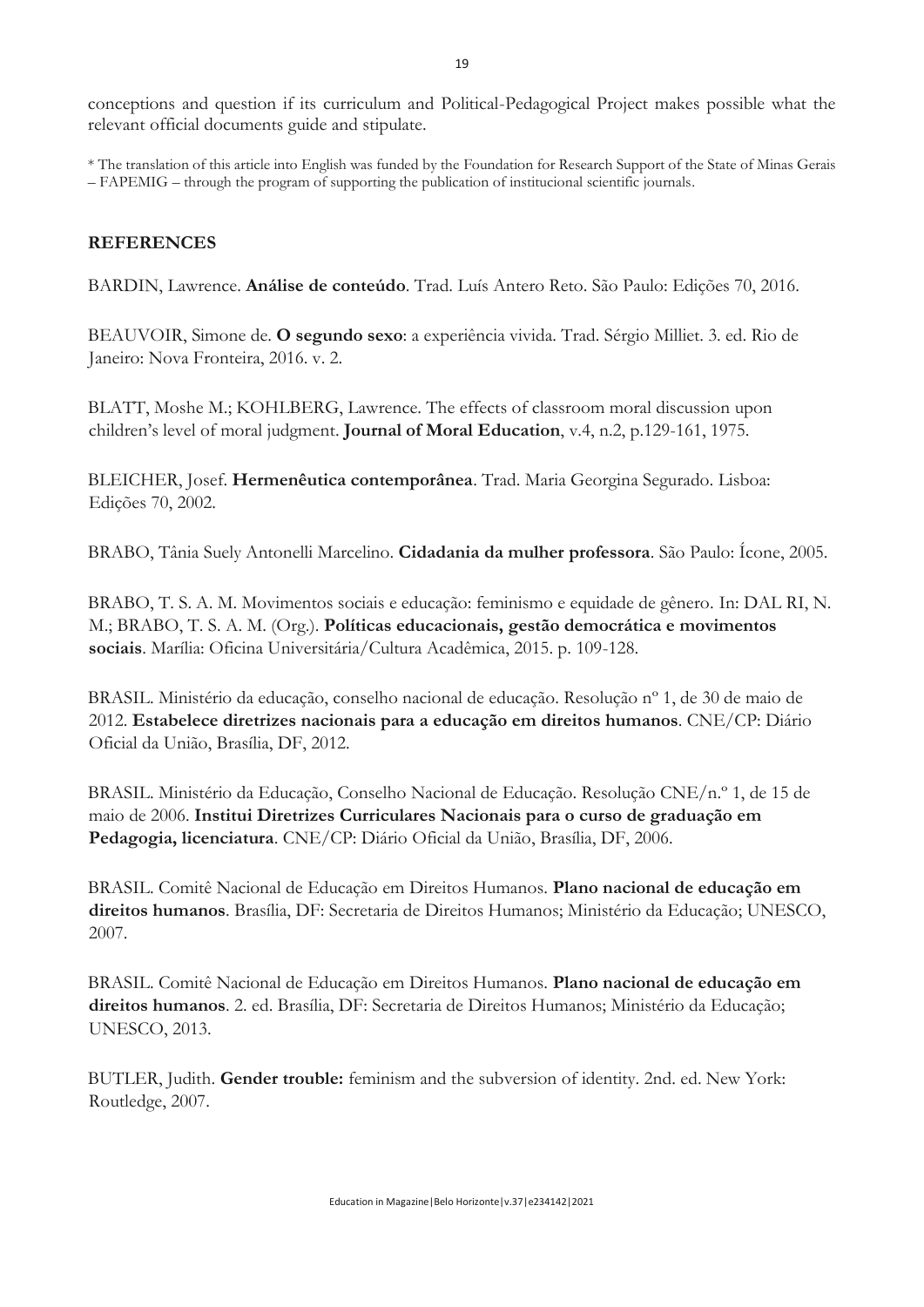conceptions and question if its curriculum and Political-Pedagogical Project makes possible what the relevant official documents guide and stipulate.

* The translation of this article into English was funded by the Foundation for Research Support of the State of Minas Gerais – FAPEMIG – through the program of supporting the publication of institucional scientific journals.

## REFERENCES

BARDIN, Lawrence. **Análise de conteúdo**. Trad. Luís Antero Reto. São Paulo: Edições 70, 2016.

BEAUVOIR, Simone de. **O segundo sexo**: a experiência vivida. Trad. Sérgio Milliet. 3. ed. Rio de Janeiro: Nova Fronteira, 2016. v. 2.

BLATT, Moshe M.; KOHLBERG, Lawrence. The effects of classroom moral discussion upon children's level of moral judgment. **Journal of Moral Education**, v.4, n.2, p.129-161, 1975.

BLEICHER, Josef. **Hermenêutica contemporânea**. Trad. Maria Georgina Segurado. Lisboa: Edições 70, 2002.

BRABO, Tânia Suely Antonelli Marcelino. **Cidadania da mulher professora**. São Paulo: Ícone, 2005.

BRABO, T. S. A. M. Movimentos sociais e educação: feminismo e equidade de gênero. In: DAL RI, N. M.; BRABO, T. S. A. M. (Org.). **Políticas educacionais, gestão democrática e movimentos sociais**. Marília: Oficina Universitária/Cultura Acadêmica, 2015. p. 109-128.

BRASIL. Ministério da educação, conselho nacional de educação. Resolução nº 1, de 30 de maio de 2012. **Estabelece diretrizes nacionais para a educação em direitos humanos**. CNE/CP: Diário Oficial da União, Brasília, DF, 2012.

BRASIL. Ministério da Educação, Conselho Nacional de Educação. Resolução CNE/n.º 1, de 15 de maio de 2006. **Institui Diretrizes Curriculares Nacionais para o curso de graduação em Pedagogia, licenciatura**. CNE/CP: Diário Oficial da União, Brasília, DF, 2006.

BRASIL. Comitê Nacional de Educação em Direitos Humanos. **Plano nacional de educação em direitos humanos**. Brasília, DF: Secretaria de Direitos Humanos; Ministério da Educação; UNESCO, 2007.

BRASIL. Comitê Nacional de Educação em Direitos Humanos. **Plano nacional de educação em direitos humanos**. 2. ed. Brasília, DF: Secretaria de Direitos Humanos; Ministério da Educação; UNESCO, 2013.

BUTLER, Judith. **Gender trouble:** feminism and the subversion of identity. 2nd. ed. New York: Routledge, 2007.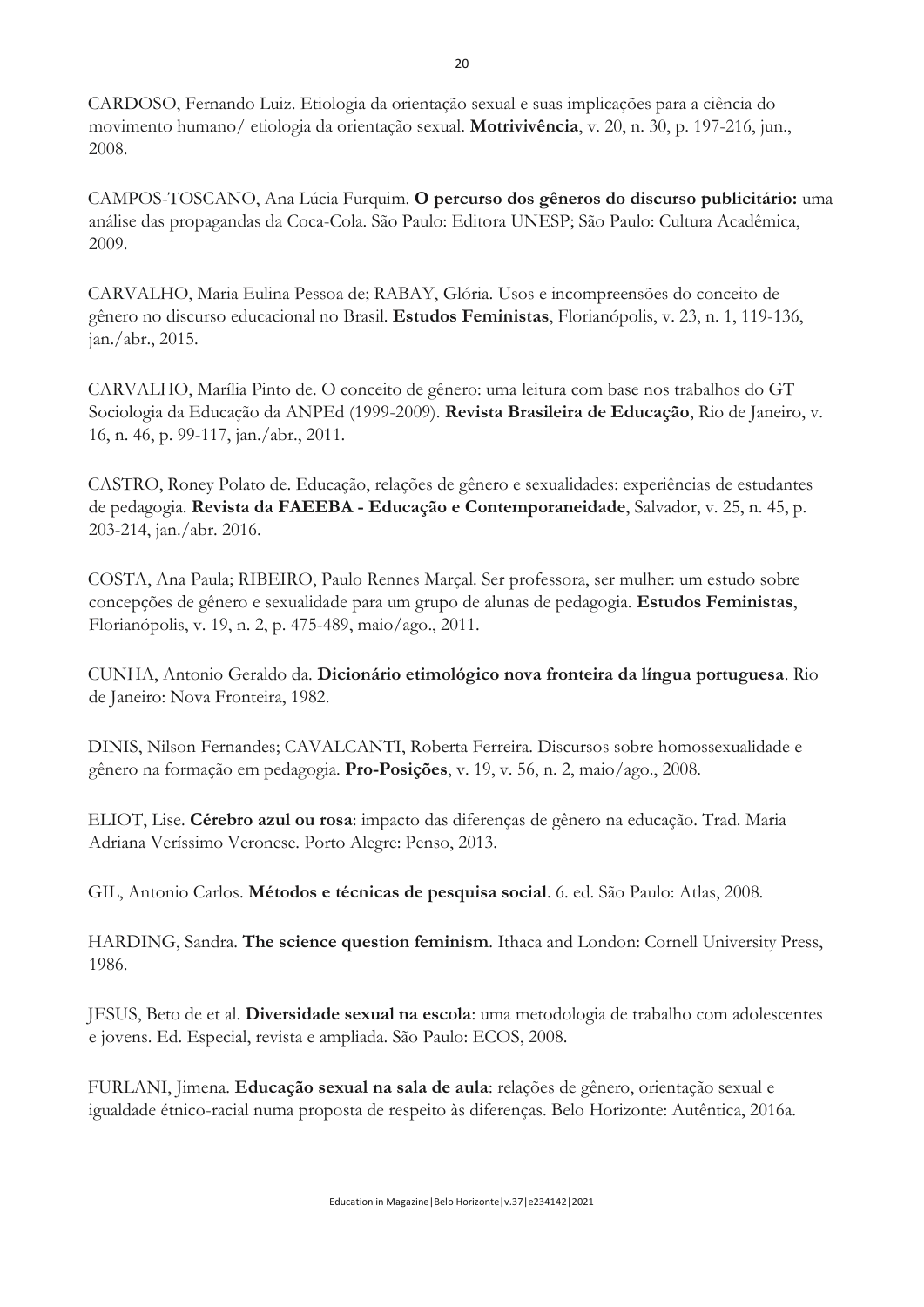CARDOSO, Fernando Luiz. Etiologia da orientação sexual e suas implicações para a ciência do movimento humano/ etiologia da orientação sexual. **Motrivivência**, v. 20, n. 30, p. 197-216, jun., 2008.

CAMPOS-TOSCANO, Ana Lúcia Furquim. **O percurso dos gêneros do discurso publicitário:** uma análise das propagandas da Coca-Cola. São Paulo: Editora UNESP; São Paulo: Cultura Acadêmica, 2009.

CARVALHO, Maria Eulina Pessoa de; RABAY, Glória. Usos e incompreensões do conceito de gênero no discurso educacional no Brasil. **Estudos Feministas**, Florianópolis, v. 23, n. 1, 119-136, jan./abr., 2015.

CARVALHO, Marília Pinto de. O conceito de gênero: uma leitura com base nos trabalhos do GT Sociologia da Educação da ANPEd (1999-2009). **Revista Brasileira de Educação**, Rio de Janeiro, v. 16, n. 46, p. 99-117, jan./abr., 2011.

CASTRO, Roney Polato de. Educação, relações de gênero e sexualidades: experiências de estudantes de pedagogia. **Revista da FAEEBA - Educação e Contemporaneidade**, Salvador, v. 25, n. 45, p. 203-214, jan./abr. 2016.

COSTA, Ana Paula; RIBEIRO, Paulo Rennes Marçal. Ser professora, ser mulher: um estudo sobre concepções de gênero e sexualidade para um grupo de alunas de pedagogia. **Estudos Feministas**, Florianópolis, v. 19, n. 2, p. 475-489, maio/ago., 2011.

CUNHA, Antonio Geraldo da. **Dicionário etimológico nova fronteira da língua portuguesa**. Rio de Janeiro: Nova Fronteira, 1982.

DINIS, Nilson Fernandes; CAVALCANTI, Roberta Ferreira. Discursos sobre homossexualidade e gênero na formação em pedagogia. **Pro-Posições**, v. 19, v. 56, n. 2, maio/ago., 2008.

ELIOT, Lise. **Cérebro azul ou rosa**: impacto das diferenças de gênero na educação. Trad. Maria Adriana Veríssimo Veronese. Porto Alegre: Penso, 2013.

GIL, Antonio Carlos. **Métodos e técnicas de pesquisa social**. 6. ed. São Paulo: Atlas, 2008.

HARDING, Sandra. **The science question feminism**. Ithaca and London: Cornell University Press, 1986.

JESUS, Beto de et al. **Diversidade sexual na escola**: uma metodologia de trabalho com adolescentes e jovens. Ed. Especial, revista e ampliada. São Paulo: ECOS, 2008.

FURLANI, Jimena. **Educação sexual na sala de aula**: relações de gênero, orientação sexual e igualdade étnico-racial numa proposta de respeito às diferenças. Belo Horizonte: Autêntica, 2016a.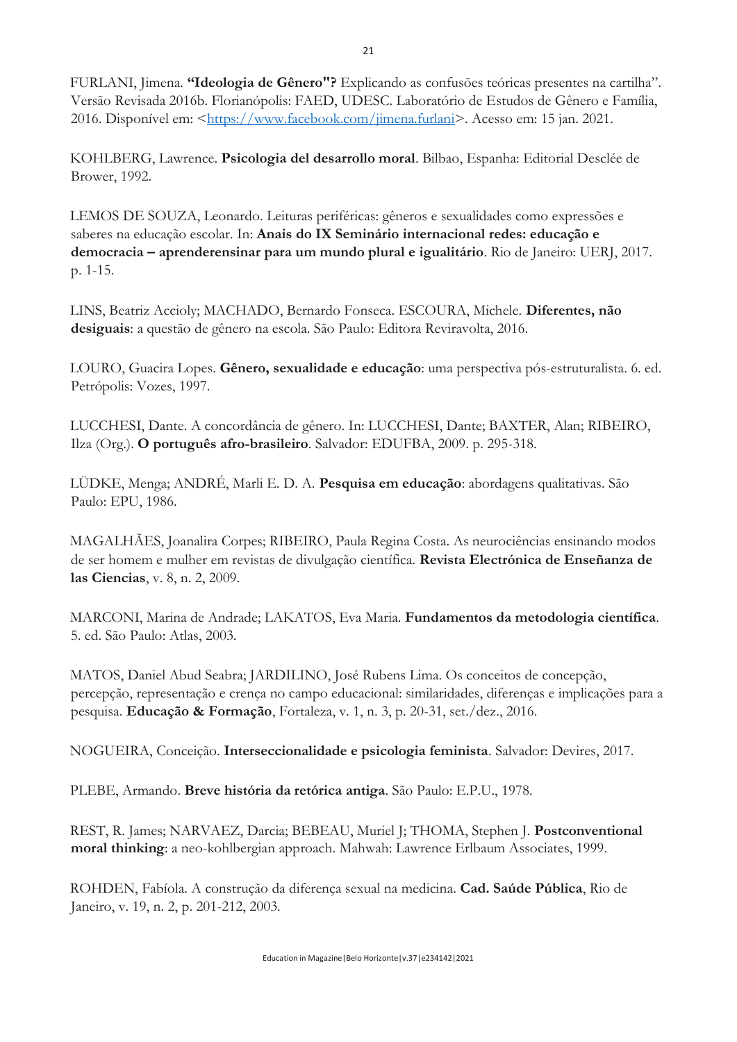FURLANI, Jimena. **“Ideologia de Gênero"?** Explicando as confusões teóricas presentes na cartilha”. Versão Revisada 2016b. Florianópolis: FAED, UDESC. Laboratório de Estudos de Gênero e Família, 2016. Disponível em: <https://www.facebook.com/jimena.furlani>. Acesso em: 15 jan. 2021.

KOHLBERG, Lawrence. **Psicologia del desarrollo moral**. Bilbao, Espanha: Editorial Desclée de Brower, 1992.

LEMOS DE SOUZA, Leonardo. Leituras periféricas: gêneros e sexualidades como expressões e saberes na educação escolar. In: **Anais do IX Seminário internacional redes: educação e democracia – aprenderensinar para um mundo plural e igualitário**. Rio de Janeiro: UERJ, 2017. p. 1-15.

LINS, Beatriz Accioly; MACHADO, Bernardo Fonseca. ESCOURA, Michele. **Diferentes, não desiguais**: a questão de gênero na escola. São Paulo: Editora Reviravolta, 2016.

LOURO, Guacira Lopes. **Gênero, sexualidade e educação**: uma perspectiva pós-estruturalista. 6. ed. Petrópolis: Vozes, 1997.

LUCCHESI, Dante. A concordância de gênero. In: LUCCHESI, Dante; BAXTER, Alan; RIBEIRO, Ilza (Org.). **O português afro-brasileiro**. Salvador: EDUFBA, 2009. p. 295-318.

LÜDKE, Menga; ANDRÉ, Marli E. D. A. **Pesquisa em educação**: abordagens qualitativas. São Paulo: EPU, 1986.

MAGALHÃES, Joanalira Corpes; RIBEIRO, Paula Regina Costa. As neurociências ensinando modos de ser homem e mulher em revistas de divulgação científica. **Revista Electrónica de Enseñanza de las Ciencias**, v. 8, n. 2, 2009.

MARCONI, Marina de Andrade; LAKATOS, Eva Maria. **Fundamentos da metodologia científica**. 5. ed. São Paulo: Atlas, 2003.

MATOS, Daniel Abud Seabra; JARDILINO, José Rubens Lima. Os conceitos de concepção, percepção, representação e crença no campo educacional: similaridades, diferenças e implicações para a pesquisa. **Educação & Formação**, Fortaleza, v. 1, n. 3, p. 20-31, set./dez., 2016.

NOGUEIRA, Conceição. **Interseccionalidade e psicologia feminista**. Salvador: Devires, 2017.

PLEBE, Armando. **Breve história da retórica antiga**. São Paulo: E.P.U., 1978.

REST, R. James; NARVAEZ, Darcia; BEBEAU, Muriel J; THOMA, Stephen J. **Postconventional moral thinking**: a neo-kohlbergian approach. Mahwah: Lawrence Erlbaum Associates, 1999.

ROHDEN, Fabíola. A construção da diferença sexual na medicina. **Cad. Saúde Pública**, Rio de Janeiro, v. 19, n. 2, p. 201-212, 2003.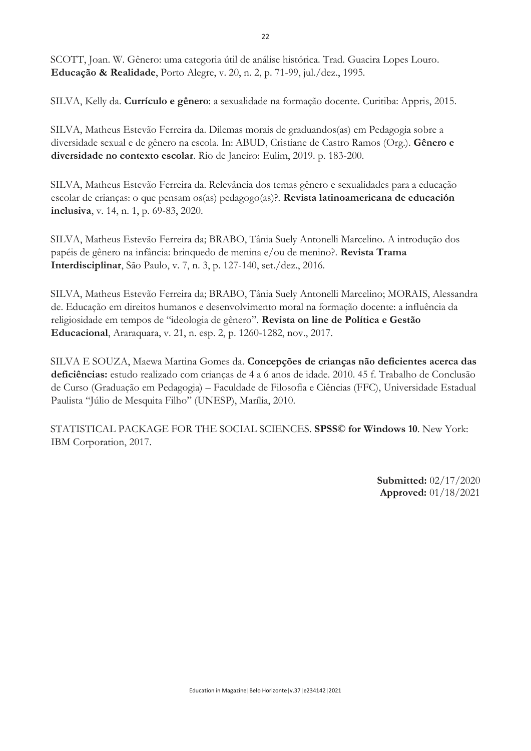SCOTT, Joan. W. Gênero: uma categoria útil de análise histórica. Trad. Guacira Lopes Louro. **Educação & Realidade**, Porto Alegre, v. 20, n. 2, p. 71-99, jul./dez., 1995.

SILVA, Kelly da. **Currículo e gênero**: a sexualidade na formação docente. Curitiba: Appris, 2015.

SILVA, Matheus Estevão Ferreira da. Dilemas morais de graduandos(as) em Pedagogia sobre a diversidade sexual e de gênero na escola. In: ABUD, Cristiane de Castro Ramos (Org.). **Gênero e diversidade no contexto escolar**. Rio de Janeiro: Eulim, 2019. p. 183-200.

SILVA, Matheus Estevão Ferreira da. Relevância dos temas gênero e sexualidades para a educação escolar de crianças: o que pensam os(as) pedagogo(as)?. **Revista latinoamericana de educación inclusiva**, v. 14, n. 1, p. 69-83, 2020.

SILVA, Matheus Estevão Ferreira da; BRABO, Tânia Suely Antonelli Marcelino. A introdução dos papéis de gênero na infância: brinquedo de menina e/ou de menino?. **Revista Trama Interdisciplinar**, São Paulo, v. 7, n. 3, p. 127-140, set./dez., 2016.

SILVA, Matheus Estevão Ferreira da; BRABO, Tânia Suely Antonelli Marcelino; MORAIS, Alessandra de. Educação em direitos humanos e desenvolvimento moral na formação docente: a influência da religiosidade em tempos de "ideologia de gênero". **Revista on line de Política e Gestão Educacional**, Araraquara, v. 21, n. esp. 2, p. 1260-1282, nov., 2017.

SILVA E SOUZA, Maewa Martina Gomes da. **Concepções de crianças não deficientes acerca das deficiências:** estudo realizado com crianças de 4 a 6 anos de idade. 2010. 45 f. Trabalho de Conclusão de Curso (Graduação em Pedagogia) – Faculdade de Filosofia e Ciências (FFC), Universidade Estadual Paulista "Júlio de Mesquita Filho" (UNESP), Marília, 2010.

STATISTICAL PACKAGE FOR THE SOCIAL SCIENCES. **SPSS© for Windows 10**. New York: IBM Corporation, 2017.

**Submitted:** 02/17/2020
**Approved:** 01/18/2021